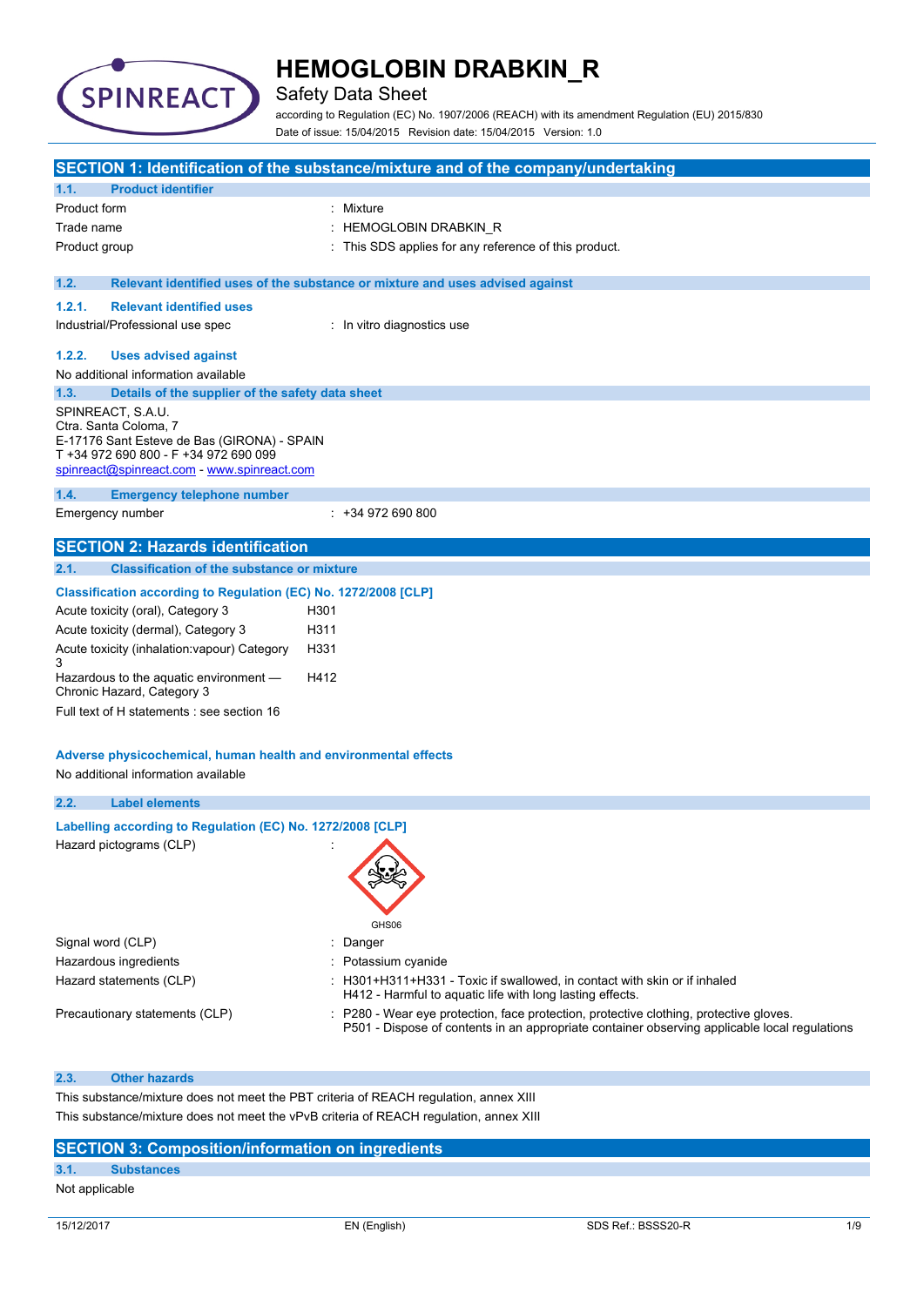# HEMOGLOBIN DRABKIN_R

Safety Data Sheet

according to Regulation (EC) No. 1907/2006 (REACH) with its amendment Regulation (EU) 2015/830

Date of issue: 15/04/2015 Revision date: 15/04/2015 Version: 1.0

## SECTION 1: Identification of the substance/mixture and of the company/undertaking

### 1.1. Product identifier

Product form : Mixture

Trade name : HEMOGLOBIN DRABKIN_R

Product group : This SDS applies for any reference of this product.

### 1.2. Relevant identified uses of the substance or mixture and uses advised against

#### 1.2.1. Relevant identified uses

Industrial/Professional use spec : In vitro diagnostics use

#### 1.2.2. Uses advised against

No additional information available

### 1.3. Details of the supplier of the safety data sheet

SPINREACT, S.A.U.
Ctra. Santa Coloma, 7
E-17176 Sant Esteve de Bas (GIRONA) - SPAIN
T +34 972 690 800 - F +34 972 690 099
spinreact@spinreact.com - www.spinreact.com

### 1.4. Emergency telephone number

Emergency number : +34 972 690 800

## SECTION 2: Hazards identification

### 2.1. Classification of the substance or mixture

**Classification according to Regulation (EC) No. 1272/2008 [CLP]**

| | |
|---|---|
| Acute toxicity (oral), Category 3 | H301 |
| Acute toxicity (dermal), Category 3 | H311 |
| Acute toxicity (inhalation:vapour) Category 3 | H331 |
| Hazardous to the aquatic environment — Chronic Hazard, Category 3 | H412 |

Full text of H statements : see section 16

**Adverse physicochemical, human health and environmental effects**

No additional information available

### 2.2. Label elements

**Labelling according to Regulation (EC) No. 1272/2008 [CLP]**

Hazard pictograms (CLP) :

GHS06

Signal word (CLP) : Danger

Hazardous ingredients : Potassium cyanide

Hazard statements (CLP) : H301+H311+H331 - Toxic if swallowed, in contact with skin or if inhaled
H412 - Harmful to aquatic life with long lasting effects.

Precautionary statements (CLP) : P280 - Wear eye protection, face protection, protective clothing, protective gloves.
P501 - Dispose of contents in an appropriate container observing applicable local regulations

### 2.3. Other hazards

This substance/mixture does not meet the PBT criteria of REACH regulation, annex XIII

This substance/mixture does not meet the vPvB criteria of REACH regulation, annex XIII

## SECTION 3: Composition/information on ingredients

### 3.1. Substances

Not applicable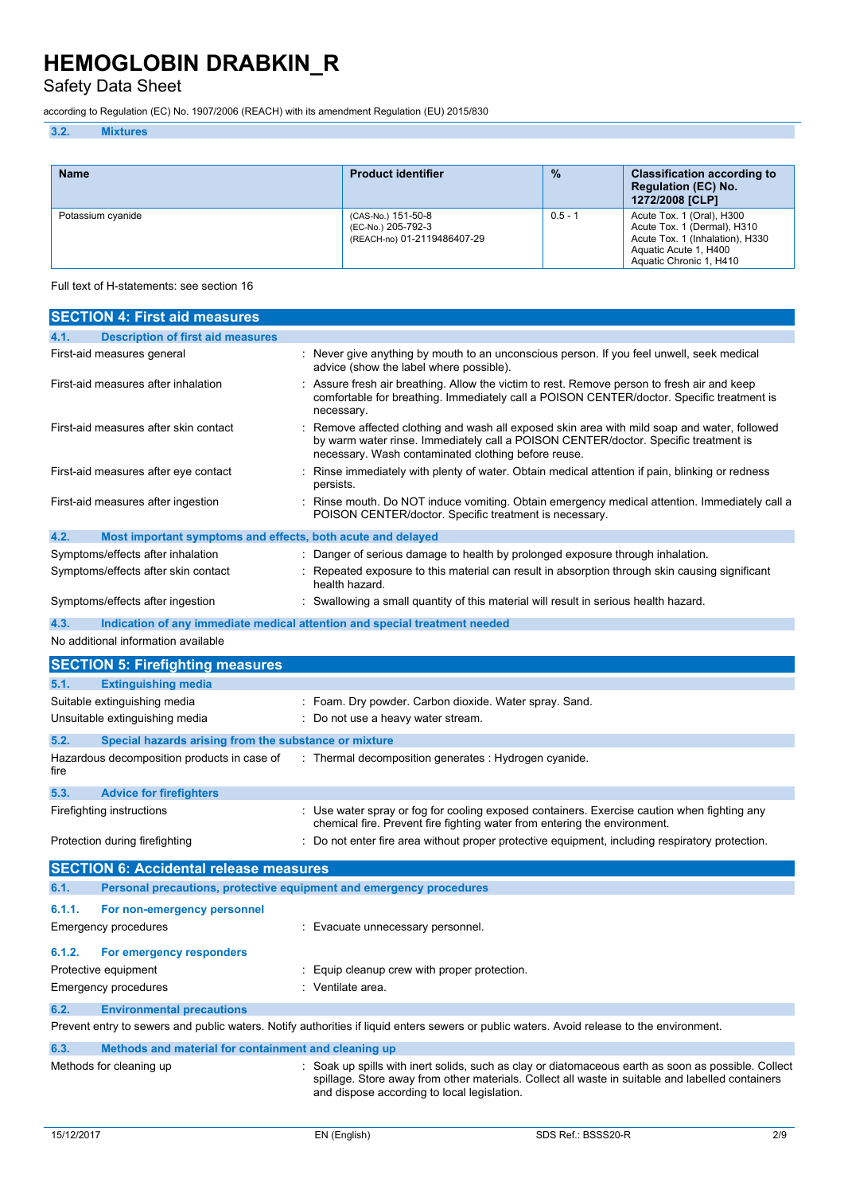### 3.2. Mixtures

| Name | Product identifier | % | Classification according to Regulation (EC) No. 1272/2008 [CLP] |
| --- | --- | --- | --- |
| Potassium cyanide | (CAS-No.) 151-50-8<br>(EC-No.) 205-792-3<br>(REACH-no) 01-2119486407-29 | 0.5 - 1 | Acute Tox. 1 (Oral), H300<br>Acute Tox. 1 (Dermal), H310<br>Acute Tox. 1 (Inhalation), H330<br>Aquatic Acute 1, H400<br>Aquatic Chronic 1, H410 |

Full text of H-statements: see section 16

## SECTION 4: First aid measures

### 4.1. Description of first aid measures

First-aid measures general : Never give anything by mouth to an unconscious person. If you feel unwell, seek medical advice (show the label where possible).

First-aid measures after inhalation : Assure fresh air breathing. Allow the victim to rest. Remove person to fresh air and keep comfortable for breathing. Immediately call a POISON CENTER/doctor. Specific treatment is necessary.

First-aid measures after skin contact : Remove affected clothing and wash all exposed skin area with mild soap and water, followed by warm water rinse. Immediately call a POISON CENTER/doctor. Specific treatment is necessary. Wash contaminated clothing before reuse.

First-aid measures after eye contact : Rinse immediately with plenty of water. Obtain medical attention if pain, blinking or redness persists.

First-aid measures after ingestion : Rinse mouth. Do NOT induce vomiting. Obtain emergency medical attention. Immediately call a POISON CENTER/doctor. Specific treatment is necessary.

### 4.2. Most important symptoms and effects, both acute and delayed

Symptoms/effects after inhalation : Danger of serious damage to health by prolonged exposure through inhalation.

Symptoms/effects after skin contact : Repeated exposure to this material can result in absorption through skin causing significant health hazard.

Symptoms/effects after ingestion : Swallowing a small quantity of this material will result in serious health hazard.

### 4.3. Indication of any immediate medical attention and special treatment needed

No additional information available

## SECTION 5: Firefighting measures

### 5.1. Extinguishing media

Suitable extinguishing media : Foam. Dry powder. Carbon dioxide. Water spray. Sand.

Unsuitable extinguishing media : Do not use a heavy water stream.

### 5.2. Special hazards arising from the substance or mixture

Hazardous decomposition products in case of fire : Thermal decomposition generates : Hydrogen cyanide.

### 5.3. Advice for firefighters

Firefighting instructions : Use water spray or fog for cooling exposed containers. Exercise caution when fighting any chemical fire. Prevent fire fighting water from entering the environment.

Protection during firefighting : Do not enter fire area without proper protective equipment, including respiratory protection.

## SECTION 6: Accidental release measures

### 6.1. Personal precautions, protective equipment and emergency procedures

#### 6.1.1. For non-emergency personnel

Emergency procedures : Evacuate unnecessary personnel.

#### 6.1.2. For emergency responders

Protective equipment : Equip cleanup crew with proper protection.

Emergency procedures : Ventilate area.

### 6.2. Environmental precautions

Prevent entry to sewers and public waters. Notify authorities if liquid enters sewers or public waters. Avoid release to the environment.

### 6.3. Methods and material for containment and cleaning up

Methods for cleaning up : Soak up spills with inert solids, such as clay or diatomaceous earth as soon as possible. Collect spillage. Store away from other materials. Collect all waste in suitable and labelled containers and dispose according to local legislation.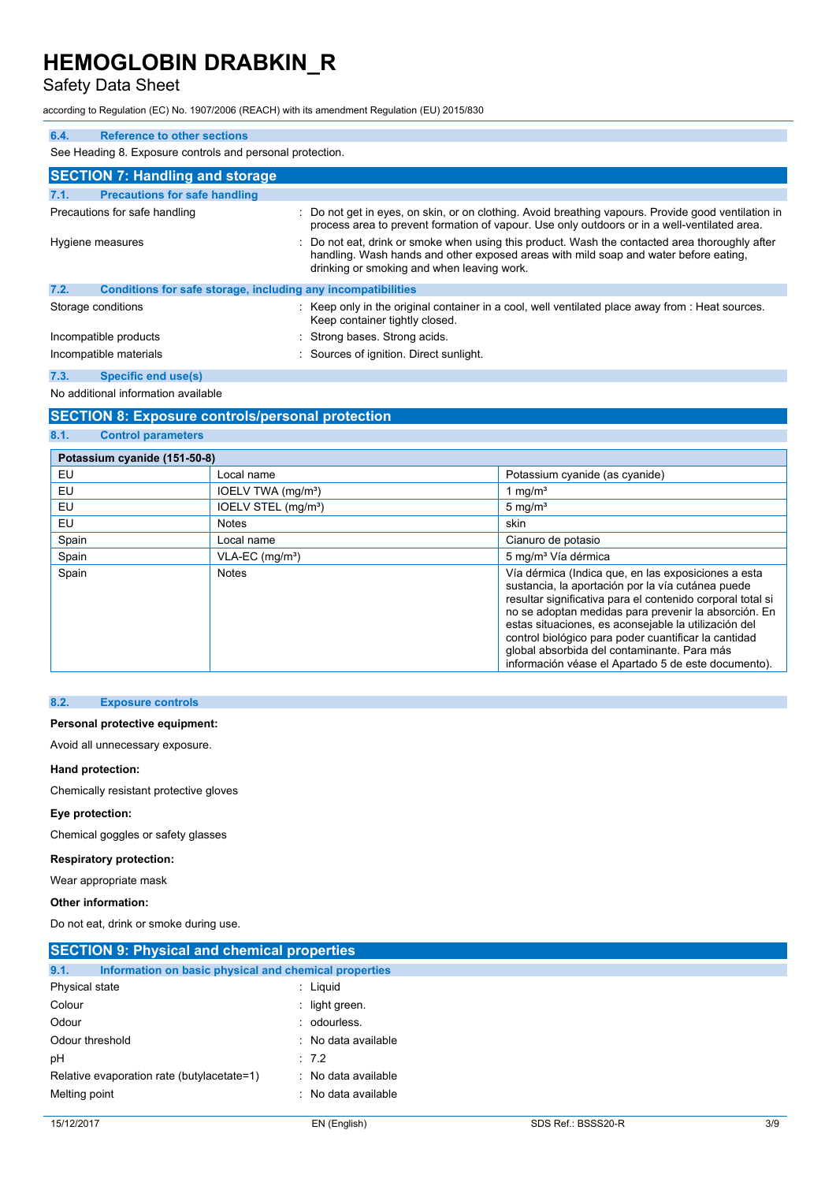#### 6.4. Reference to other sections

See Heading 8. Exposure controls and personal protection.

## SECTION 7: Handling and storage

#### 7.1. Precautions for safe handling

Precautions for safe handling : Do not get in eyes, on skin, or on clothing. Avoid breathing vapours. Provide good ventilation in process area to prevent formation of vapour. Use only outdoors or in a well-ventilated area.

Hygiene measures : Do not eat, drink or smoke when using this product. Wash the contacted area thoroughly after handling. Wash hands and other exposed areas with mild soap and water before eating, drinking or smoking and when leaving work.

#### 7.2. Conditions for safe storage, including any incompatibilities

Storage conditions : Keep only in the original container in a cool, well ventilated place away from : Heat sources. Keep container tightly closed.

Incompatible products : Strong bases. Strong acids.

Incompatible materials : Sources of ignition. Direct sunlight.

#### 7.3. Specific end use(s)

No additional information available

## SECTION 8: Exposure controls/personal protection

#### 8.1. Control parameters

| Potassium cyanide (151-50-8) | | |
|---|---|---|
| EU | Local name | Potassium cyanide (as cyanide) |
| EU | IOELV TWA (mg/m³) | 1 mg/m³ |
| EU | IOELV STEL (mg/m³) | 5 mg/m³ |
| EU | Notes | skin |
| Spain | Local name | Cianuro de potasio |
| Spain | VLA-EC (mg/m³) | 5 mg/m³ Vía dérmica |
| Spain | Notes | Vía dérmica (Indica que, en las exposiciones a esta sustancia, la aportación por la vía cutánea puede resultar significativa para el contenido corporal total si no se adoptan medidas para prevenir la absorción. En estas situaciones, es aconsejable la utilización del control biológico para poder cuantificar la cantidad global absorbida del contaminante. Para más información véase el Apartado 5 de este documento). |

#### 8.2. Exposure controls

**Personal protective equipment:**

Avoid all unnecessary exposure.

**Hand protection:**

Chemically resistant protective gloves

**Eye protection:**

Chemical goggles or safety glasses

**Respiratory protection:**

Wear appropriate mask

**Other information:**

Do not eat, drink or smoke during use.

## SECTION 9: Physical and chemical properties

#### 9.1. Information on basic physical and chemical properties

Physical state : Liquid

Colour : light green.

Odour : odourless.

Odour threshold : No data available

pH : 7.2

Relative evaporation rate (butylacetate=1) : No data available

Melting point : No data available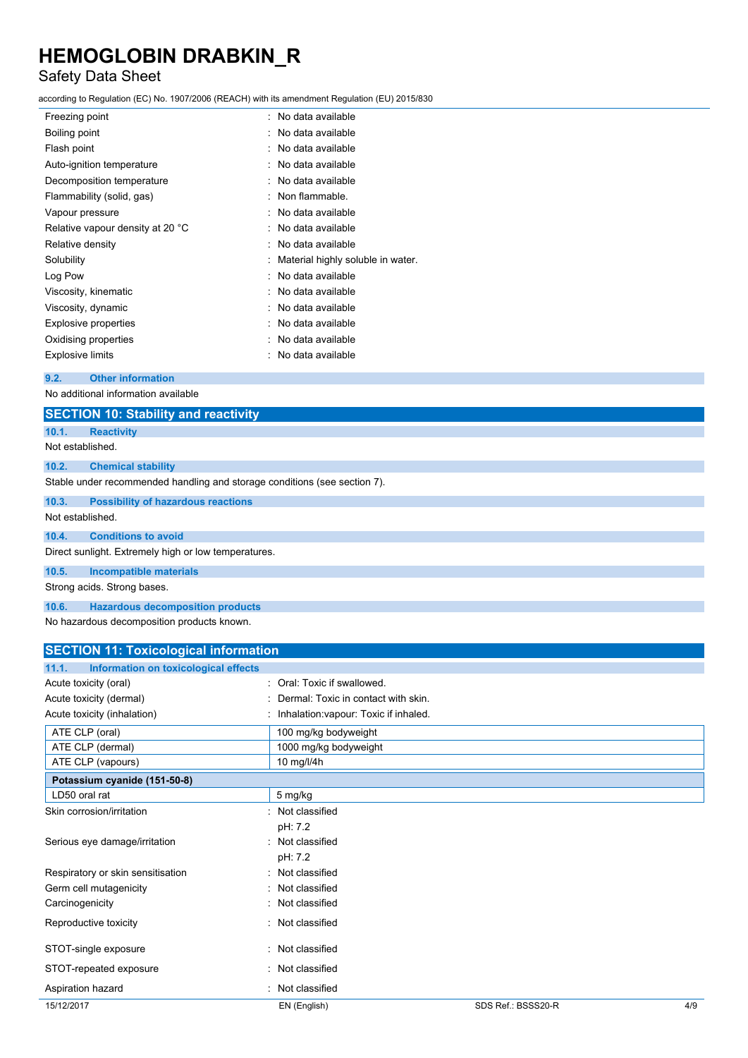| | |
|---|---|
| Freezing point | : No data available |
| Boiling point | : No data available |
| Flash point | : No data available |
| Auto-ignition temperature | : No data available |
| Decomposition temperature | : No data available |
| Flammability (solid, gas) | : Non flammable. |
| Vapour pressure | : No data available |
| Relative vapour density at 20 °C | : No data available |
| Relative density | : No data available |
| Solubility | : Material highly soluble in water. |
| Log Pow | : No data available |
| Viscosity, kinematic | : No data available |
| Viscosity, dynamic | : No data available |
| Explosive properties | : No data available |
| Oxidising properties | : No data available |
| Explosive limits | : No data available |

### 9.2. Other information

No additional information available

## SECTION 10: Stability and reactivity

### 10.1. Reactivity

Not established.

### 10.2. Chemical stability

Stable under recommended handling and storage conditions (see section 7).

### 10.3. Possibility of hazardous reactions

Not established.

### 10.4. Conditions to avoid

Direct sunlight. Extremely high or low temperatures.

### 10.5. Incompatible materials

Strong acids. Strong bases.

### 10.6. Hazardous decomposition products

No hazardous decomposition products known.

## SECTION 11: Toxicological information

### 11.1. Information on toxicological effects

| | |
|---|---|
| Acute toxicity (oral) | : Oral: Toxic if swallowed. |
| Acute toxicity (dermal) | : Dermal: Toxic in contact with skin. |
| Acute toxicity (inhalation) | : Inhalation:vapour: Toxic if inhaled. |

| | |
|---|---|
| ATE CLP (oral) | 100 mg/kg bodyweight |
| ATE CLP (dermal) | 1000 mg/kg bodyweight |
| ATE CLP (vapours) | 10 mg/l/4h |

| **Potassium cyanide (151-50-8)** | |
|---|---|
| LD50 oral rat | 5 mg/kg |

| | |
|---|---|
| Skin corrosion/irritation | : Not classified<br>pH: 7.2 |
| Serious eye damage/irritation | : Not classified<br>pH: 7.2 |
| Respiratory or skin sensitisation | : Not classified |
| Germ cell mutagenicity | : Not classified |
| Carcinogenicity | : Not classified |
| Reproductive toxicity | : Not classified |
| STOT-single exposure | : Not classified |
| STOT-repeated exposure | : Not classified |
| Aspiration hazard | : Not classified |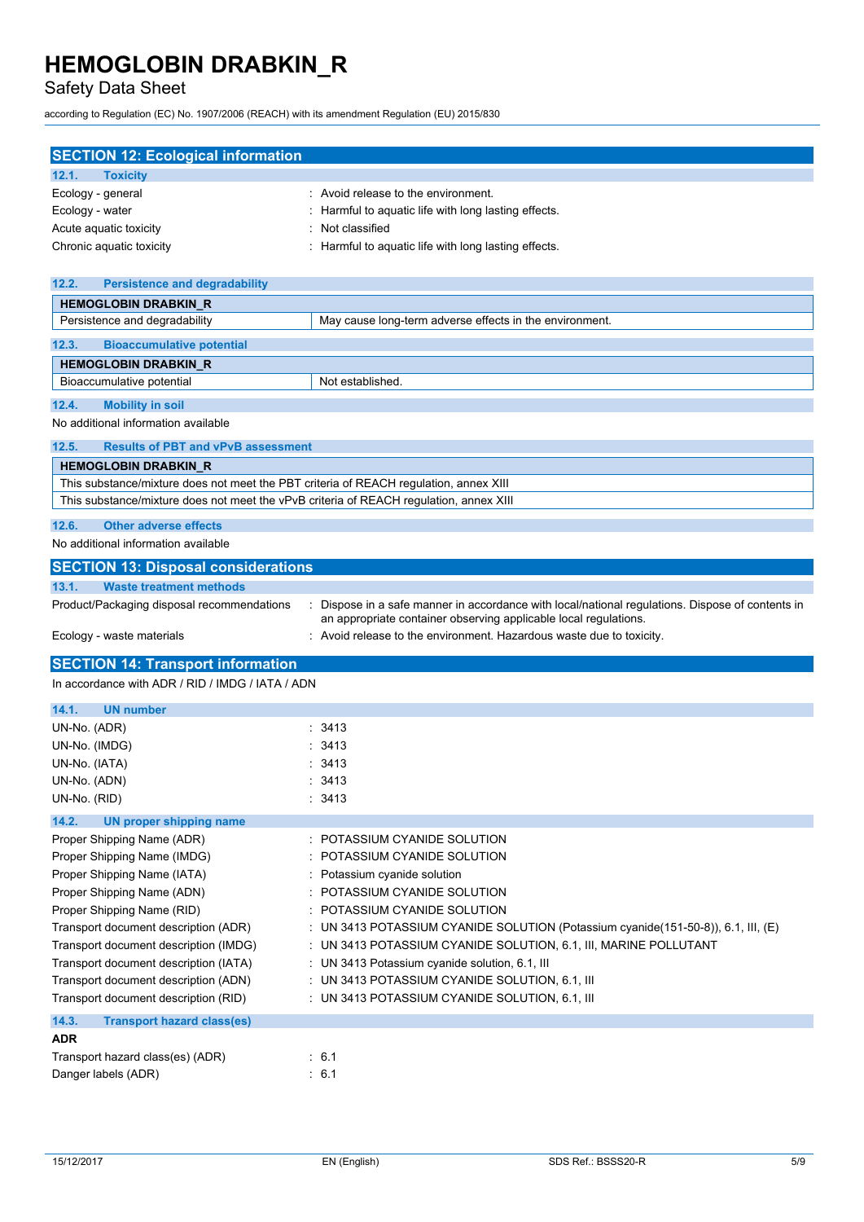## SECTION 12: Ecological information

### 12.1. Toxicity

| | |
|---|---|
| Ecology - general | : Avoid release to the environment. |
| Ecology - water | : Harmful to aquatic life with long lasting effects. |
| Acute aquatic toxicity | : Not classified |
| Chronic aquatic toxicity | : Harmful to aquatic life with long lasting effects. |

### 12.2. Persistence and degradability

| HEMOGLOBIN DRABKIN_R | |
|---|---|
| Persistence and degradability | May cause long-term adverse effects in the environment. |

### 12.3. Bioaccumulative potential

| HEMOGLOBIN DRABKIN_R | |
|---|---|
| Bioaccumulative potential | Not established. |

### 12.4. Mobility in soil

No additional information available

### 12.5. Results of PBT and vPvB assessment

| HEMOGLOBIN DRABKIN_R |
|---|
| This substance/mixture does not meet the PBT criteria of REACH regulation, annex XIII |
| This substance/mixture does not meet the vPvB criteria of REACH regulation, annex XIII |

### 12.6. Other adverse effects

No additional information available

## SECTION 13: Disposal considerations

### 13.1. Waste treatment methods

| | |
|---|---|
| Product/Packaging disposal recommendations | : Dispose in a safe manner in accordance with local/national regulations. Dispose of contents in an appropriate container observing applicable local regulations. |
| Ecology - waste materials | : Avoid release to the environment. Hazardous waste due to toxicity. |

## SECTION 14: Transport information

In accordance with ADR / RID / IMDG / IATA / ADN

### 14.1. UN number

| | |
|---|---|
| UN-No. (ADR) | : 3413 |
| UN-No. (IMDG) | : 3413 |
| UN-No. (IATA) | : 3413 |
| UN-No. (ADN) | : 3413 |
| UN-No. (RID) | : 3413 |

### 14.2. UN proper shipping name

| | |
|---|---|
| Proper Shipping Name (ADR) | : POTASSIUM CYANIDE SOLUTION |
| Proper Shipping Name (IMDG) | : POTASSIUM CYANIDE SOLUTION |
| Proper Shipping Name (IATA) | : Potassium cyanide solution |
| Proper Shipping Name (ADN) | : POTASSIUM CYANIDE SOLUTION |
| Proper Shipping Name (RID) | : POTASSIUM CYANIDE SOLUTION |
| Transport document description (ADR) | : UN 3413 POTASSIUM CYANIDE SOLUTION (Potassium cyanide(151-50-8)), 6.1, III, (E) |
| Transport document description (IMDG) | : UN 3413 POTASSIUM CYANIDE SOLUTION, 6.1, III, MARINE POLLUTANT |
| Transport document description (IATA) | : UN 3413 Potassium cyanide solution, 6.1, III |
| Transport document description (ADN) | : UN 3413 POTASSIUM CYANIDE SOLUTION, 6.1, III |
| Transport document description (RID) | : UN 3413 POTASSIUM CYANIDE SOLUTION, 6.1, III |

### 14.3. Transport hazard class(es)

**ADR**

| | |
|---|---|
| Transport hazard class(es) (ADR) | : 6.1 |
| Danger labels (ADR) | : 6.1 |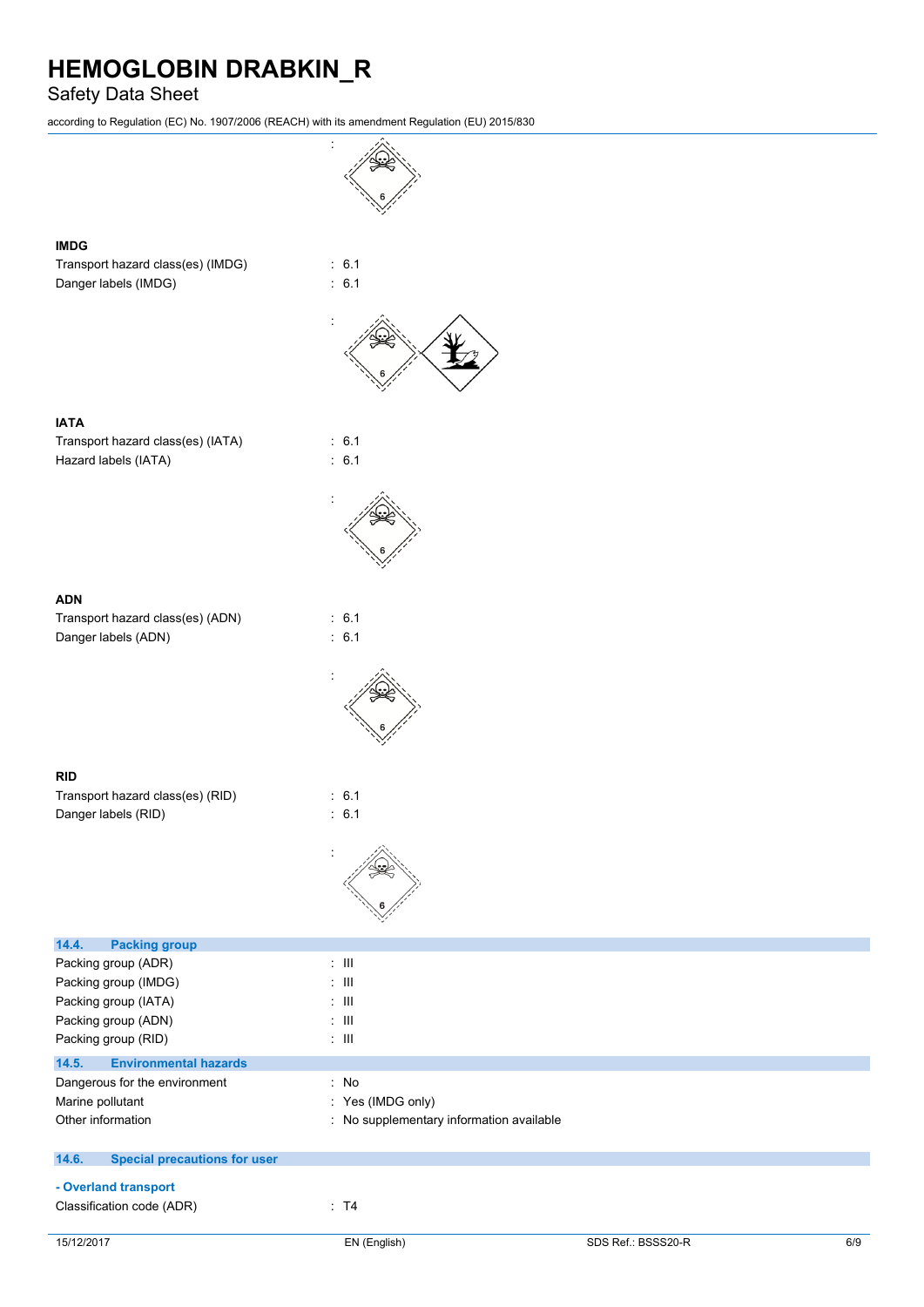:

**IMDG**

Transport hazard class(es) (IMDG) : 6.1

Danger labels (IMDG) : 6.1

:

**IATA**

Transport hazard class(es) (IATA) : 6.1

Hazard labels (IATA) : 6.1

:

**ADN**

Transport hazard class(es) (ADN) : 6.1

Danger labels (ADN) : 6.1

:

**RID**

Transport hazard class(es) (RID) : 6.1

Danger labels (RID) : 6.1

:

## 14.4. Packing group

| | |
|---|---|
| Packing group (ADR) | : III |
| Packing group (IMDG) | : III |
| Packing group (IATA) | : III |
| Packing group (ADN) | : III |
| Packing group (RID) | : III |

## 14.5. Environmental hazards

| | |
|---|---|
| Dangerous for the environment | : No |
| Marine pollutant | : Yes (IMDG only) |
| Other information | : No supplementary information available |

## 14.6. Special precautions for user

**- Overland transport**

Classification code (ADR) : T4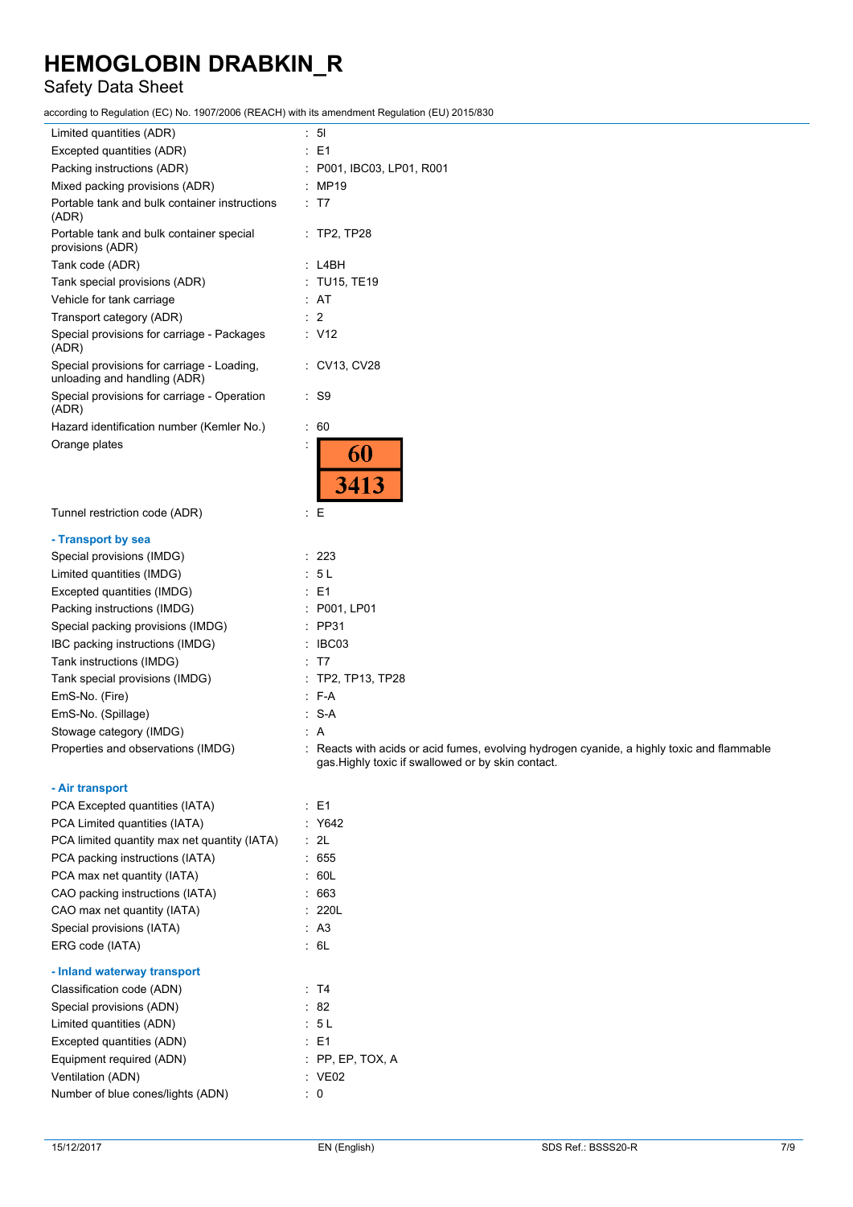| | |
|---|---|
| Limited quantities (ADR) | : 5l |
| Excepted quantities (ADR) | : E1 |
| Packing instructions (ADR) | : P001, IBC03, LP01, R001 |
| Mixed packing provisions (ADR) | : MP19 |
| Portable tank and bulk container instructions (ADR) | : T7 |
| Portable tank and bulk container special provisions (ADR) | : TP2, TP28 |
| Tank code (ADR) | : L4BH |
| Tank special provisions (ADR) | : TU15, TE19 |
| Vehicle for tank carriage | : AT |
| Transport category (ADR) | : 2 |
| Special provisions for carriage - Packages (ADR) | : V12 |
| Special provisions for carriage - Loading, unloading and handling (ADR) | : CV13, CV28 |
| Special provisions for carriage - Operation (ADR) | : S9 |
| Hazard identification number (Kemler No.) | : 60 |
| Orange plates | : 60 / 3413 |
| Tunnel restriction code (ADR) | : E |

**- Transport by sea**

| | |
|---|---|
| Special provisions (IMDG) | : 223 |
| Limited quantities (IMDG) | : 5 L |
| Excepted quantities (IMDG) | : E1 |
| Packing instructions (IMDG) | : P001, LP01 |
| Special packing provisions (IMDG) | : PP31 |
| IBC packing instructions (IMDG) | : IBC03 |
| Tank instructions (IMDG) | : T7 |
| Tank special provisions (IMDG) | : TP2, TP13, TP28 |
| EmS-No. (Fire) | : F-A |
| EmS-No. (Spillage) | : S-A |
| Stowage category (IMDG) | : A |
| Properties and observations (IMDG) | : Reacts with acids or acid fumes, evolving hydrogen cyanide, a highly toxic and flammable gas.Highly toxic if swallowed or by skin contact. |

**- Air transport**

| | |
|---|---|
| PCA Excepted quantities (IATA) | : E1 |
| PCA Limited quantities (IATA) | : Y642 |
| PCA limited quantity max net quantity (IATA) | : 2L |
| PCA packing instructions (IATA) | : 655 |
| PCA max net quantity (IATA) | : 60L |
| CAO packing instructions (IATA) | : 663 |
| CAO max net quantity (IATA) | : 220L |
| Special provisions (IATA) | : A3 |
| ERG code (IATA) | : 6L |

**- Inland waterway transport**

| | |
|---|---|
| Classification code (ADN) | : T4 |
| Special provisions (ADN) | : 82 |
| Limited quantities (ADN) | : 5 L |
| Excepted quantities (ADN) | : E1 |
| Equipment required (ADN) | : PP, EP, TOX, A |
| Ventilation (ADN) | : VE02 |
| Number of blue cones/lights (ADN) | : 0 |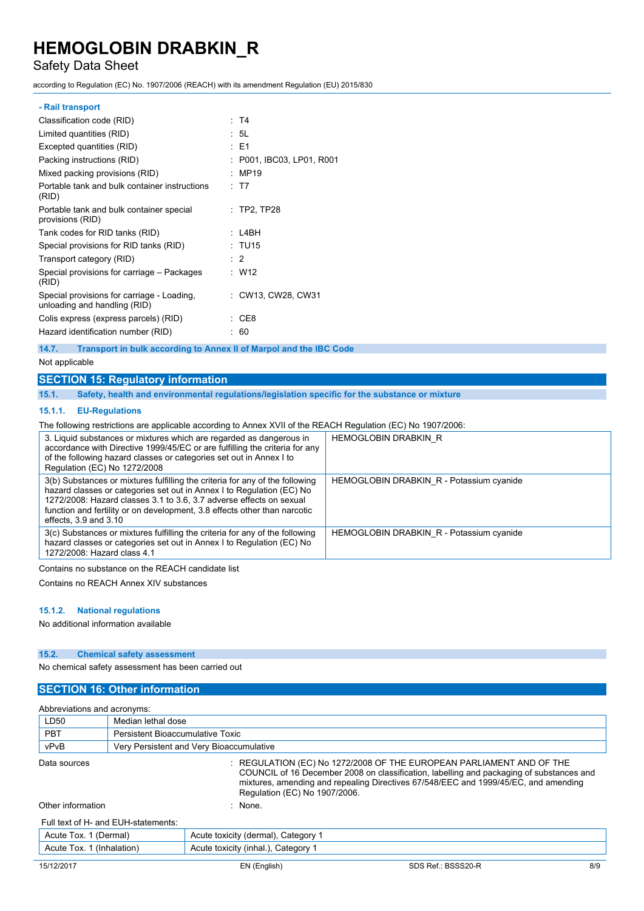**- Rail transport**

| | |
|---|---|
| Classification code (RID) | : T4 |
| Limited quantities (RID) | : 5L |
| Excepted quantities (RID) | : E1 |
| Packing instructions (RID) | : P001, IBC03, LP01, R001 |
| Mixed packing provisions (RID) | : MP19 |
| Portable tank and bulk container instructions (RID) | : T7 |
| Portable tank and bulk container special provisions (RID) | : TP2, TP28 |
| Tank codes for RID tanks (RID) | : L4BH |
| Special provisions for RID tanks (RID) | : TU15 |
| Transport category (RID) | : 2 |
| Special provisions for carriage – Packages (RID) | : W12 |
| Special provisions for carriage - Loading, unloading and handling (RID) | : CW13, CW28, CW31 |
| Colis express (express parcels) (RID) | : CE8 |
| Hazard identification number (RID) | : 60 |

### 14.7. Transport in bulk according to Annex II of Marpol and the IBC Code

Not applicable

## SECTION 15: Regulatory information

### 15.1. Safety, health and environmental regulations/legislation specific for the substance or mixture

#### 15.1.1. EU-Regulations

The following restrictions are applicable according to Annex XVII of the REACH Regulation (EC) No 1907/2006:

| | |
|---|---|
| 3. Liquid substances or mixtures which are regarded as dangerous in accordance with Directive 1999/45/EC or are fulfilling the criteria for any of the following hazard classes or categories set out in Annex I to Regulation (EC) No 1272/2008 | HEMOGLOBIN DRABKIN_R |
| 3(b) Substances or mixtures fulfilling the criteria for any of the following hazard classes or categories set out in Annex I to Regulation (EC) No 1272/2008: Hazard classes 3.1 to 3.6, 3.7 adverse effects on sexual function and fertility or on development, 3.8 effects other than narcotic effects, 3.9 and 3.10 | HEMOGLOBIN DRABKIN_R - Potassium cyanide |
| 3(c) Substances or mixtures fulfilling the criteria for any of the following hazard classes or categories set out in Annex I to Regulation (EC) No 1272/2008: Hazard class 4.1 | HEMOGLOBIN DRABKIN_R - Potassium cyanide |

Contains no substance on the REACH candidate list

Contains no REACH Annex XIV substances

#### 15.1.2. National regulations

No additional information available

### 15.2. Chemical safety assessment

No chemical safety assessment has been carried out

## SECTION 16: Other information

Abbreviations and acronyms:

| | |
|---|---|
| LD50 | Median lethal dose |
| PBT | Persistent Bioaccumulative Toxic |
| vPvB | Very Persistent and Very Bioaccumulative |

| | |
|---|---|
| Data sources | : REGULATION (EC) No 1272/2008 OF THE EUROPEAN PARLIAMENT AND OF THE COUNCIL of 16 December 2008 on classification, labelling and packaging of substances and mixtures, amending and repealing Directives 67/548/EEC and 1999/45/EC, and amending Regulation (EC) No 1907/2006. |
| Other information | : None. |

Full text of H- and EUH-statements:

| | |
|---|---|
| Acute Tox. 1 (Dermal) | Acute toxicity (dermal), Category 1 |
| Acute Tox. 1 (Inhalation) | Acute toxicity (inhal.), Category 1 |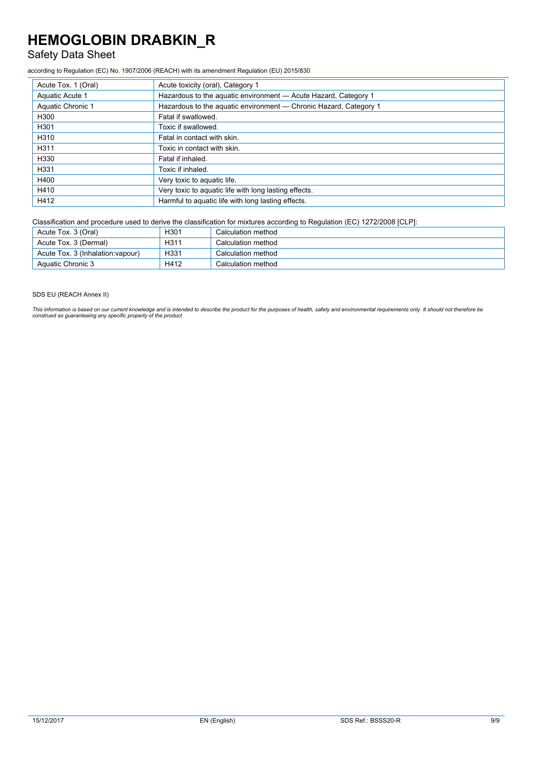| Acute Tox. 1 (Oral) | Acute toxicity (oral), Category 1 |
|---|---|
| Aquatic Acute 1 | Hazardous to the aquatic environment — Acute Hazard, Category 1 |
| Aquatic Chronic 1 | Hazardous to the aquatic environment — Chronic Hazard, Category 1 |
| H300 | Fatal if swallowed. |
| H301 | Toxic if swallowed. |
| H310 | Fatal in contact with skin. |
| H311 | Toxic in contact with skin. |
| H330 | Fatal if inhaled. |
| H331 | Toxic if inhaled. |
| H400 | Very toxic to aquatic life. |
| H410 | Very toxic to aquatic life with long lasting effects. |
| H412 | Harmful to aquatic life with long lasting effects. |

Classification and procedure used to derive the classification for mixtures according to Regulation (EC) 1272/2008 [CLP]:

| Acute Tox. 3 (Oral) | H301 | Calculation method |
|---|---|---|
| Acute Tox. 3 (Dermal) | H311 | Calculation method |
| Acute Tox. 3 (Inhalation:vapour) | H331 | Calculation method |
| Aquatic Chronic 3 | H412 | Calculation method |

SDS EU (REACH Annex II)

*This information is based on our current knowledge and is intended to describe the product for the purposes of health, safety and environmental requirements only. It should not therefore be construed as guaranteeing any specific property of the product*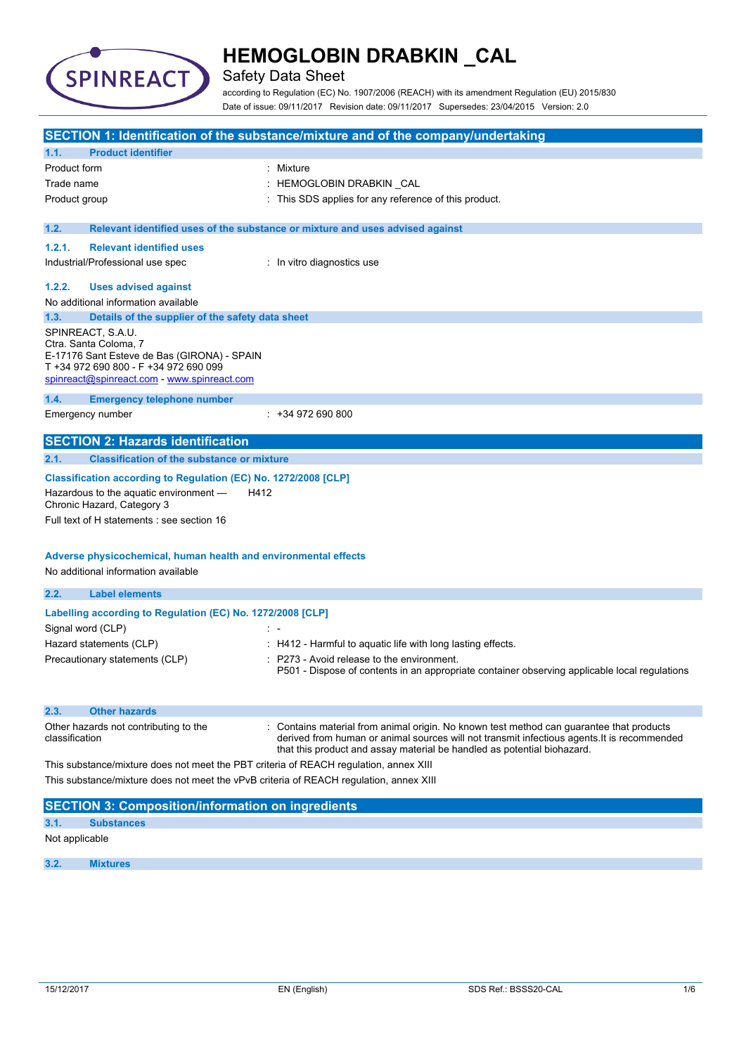# HEMOGLOBIN DRABKIN _CAL

Safety Data Sheet

according to Regulation (EC) No. 1907/2006 (REACH) with its amendment Regulation (EU) 2015/830

Date of issue: 09/11/2017 Revision date: 09/11/2017 Supersedes: 23/04/2015 Version: 2.0

## SECTION 1: Identification of the substance/mixture and of the company/undertaking

### 1.1. Product identifier

| | |
|---|---|
| Product form | : Mixture |
| Trade name | : HEMOGLOBIN DRABKIN _CAL |
| Product group | : This SDS applies for any reference of this product. |

### 1.2. Relevant identified uses of the substance or mixture and uses advised against

#### 1.2.1. Relevant identified uses

| | |
|---|---|
| Industrial/Professional use spec | : In vitro diagnostics use |

#### 1.2.2. Uses advised against

No additional information available

### 1.3. Details of the supplier of the safety data sheet

SPINREACT, S.A.U.
Ctra. Santa Coloma, 7
E-17176 Sant Esteve de Bas (GIRONA) - SPAIN
T +34 972 690 800 - F +34 972 690 099
spinreact@spinreact.com - www.spinreact.com

### 1.4. Emergency telephone number

| | |
|---|---|
| Emergency number | : +34 972 690 800 |

## SECTION 2: Hazards identification

### 2.1. Classification of the substance or mixture

**Classification according to Regulation (EC) No. 1272/2008 [CLP]**

| | |
|---|---|
| Hazardous to the aquatic environment — Chronic Hazard, Category 3 | H412 |

Full text of H statements : see section 16

**Adverse physicochemical, human health and environmental effects**

No additional information available

### 2.2. Label elements

**Labelling according to Regulation (EC) No. 1272/2008 [CLP]**

| | |
|---|---|
| Signal word (CLP) | : - |
| Hazard statements (CLP) | : H412 - Harmful to aquatic life with long lasting effects. |
| Precautionary statements (CLP) | : P273 - Avoid release to the environment.<br>P501 - Dispose of contents in an appropriate container observing applicable local regulations |

### 2.3. Other hazards

| | |
|---|---|
| Other hazards not contributing to the classification | : Contains material from animal origin. No known test method can guarantee that products derived from human or animal sources will not transmit infectious agents.It is recommended that this product and assay material be handled as potential biohazard. |

This substance/mixture does not meet the PBT criteria of REACH regulation, annex XIII

This substance/mixture does not meet the vPvB criteria of REACH regulation, annex XIII

## SECTION 3: Composition/information on ingredients

### 3.1. Substances

Not applicable

### 3.2. Mixtures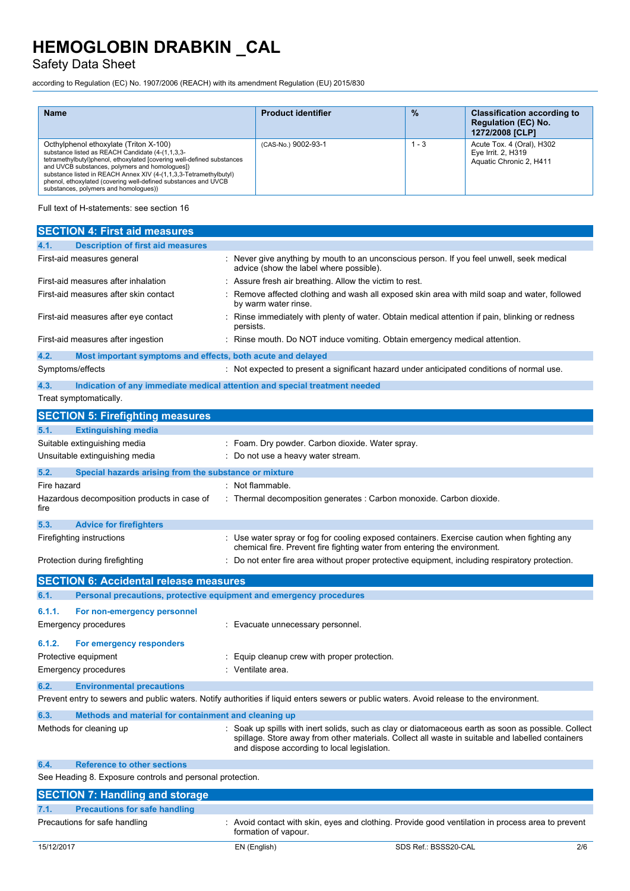| Name | Product identifier | % | Classification according to Regulation (EC) No. 1272/2008 [CLP] |
|---|---|---|---|
| Octhylphenol ethoxylate (Triton X-100) substance listed as REACH Candidate (4-(1,1,3,3-tetramethylbutyl)phenol, ethoxylated [covering well-defined substances and UVCB substances, polymers and homologues]) substance listed in REACH Annex XIV (4-(1,1,3,3-Tetramethylbutyl) phenol, ethoxylated (covering well-defined substances and UVCB substances, polymers and homologues)) | (CAS-No.) 9002-93-1 | 1 - 3 | Acute Tox. 4 (Oral), H302<br>Eye Irrit. 2, H319<br>Aquatic Chronic 2, H411 |

Full text of H-statements: see section 16

## SECTION 4: First aid measures

### 4.1. Description of first aid measures

First-aid measures general : Never give anything by mouth to an unconscious person. If you feel unwell, seek medical advice (show the label where possible).

First-aid measures after inhalation : Assure fresh air breathing. Allow the victim to rest.

First-aid measures after skin contact : Remove affected clothing and wash all exposed skin area with mild soap and water, followed by warm water rinse.

First-aid measures after eye contact : Rinse immediately with plenty of water. Obtain medical attention if pain, blinking or redness persists.

First-aid measures after ingestion : Rinse mouth. Do NOT induce vomiting. Obtain emergency medical attention.

### 4.2. Most important symptoms and effects, both acute and delayed

Symptoms/effects : Not expected to present a significant hazard under anticipated conditions of normal use.

### 4.3. Indication of any immediate medical attention and special treatment needed

Treat symptomatically.

## SECTION 5: Firefighting measures

### 5.1. Extinguishing media

Suitable extinguishing media : Foam. Dry powder. Carbon dioxide. Water spray.

Unsuitable extinguishing media : Do not use a heavy water stream.

### 5.2. Special hazards arising from the substance or mixture

Fire hazard : Not flammable.

Hazardous decomposition products in case of fire : Thermal decomposition generates : Carbon monoxide. Carbon dioxide.

### 5.3. Advice for firefighters

Firefighting instructions : Use water spray or fog for cooling exposed containers. Exercise caution when fighting any chemical fire. Prevent fire fighting water from entering the environment.

Protection during firefighting : Do not enter fire area without proper protective equipment, including respiratory protection.

## SECTION 6: Accidental release measures

### 6.1. Personal precautions, protective equipment and emergency procedures

#### 6.1.1. For non-emergency personnel

Emergency procedures : Evacuate unnecessary personnel.

#### 6.1.2. For emergency responders

Protective equipment : Equip cleanup crew with proper protection.

Emergency procedures : Ventilate area.

### 6.2. Environmental precautions

Prevent entry to sewers and public waters. Notify authorities if liquid enters sewers or public waters. Avoid release to the environment.

### 6.3. Methods and material for containment and cleaning up

Methods for cleaning up : Soak up spills with inert solids, such as clay or diatomaceous earth as soon as possible. Collect spillage. Store away from other materials. Collect all waste in suitable and labelled containers and dispose according to local legislation.

### 6.4. Reference to other sections

See Heading 8. Exposure controls and personal protection.

## SECTION 7: Handling and storage

### 7.1. Precautions for safe handling

Precautions for safe handling : Avoid contact with skin, eyes and clothing. Provide good ventilation in process area to prevent formation of vapour.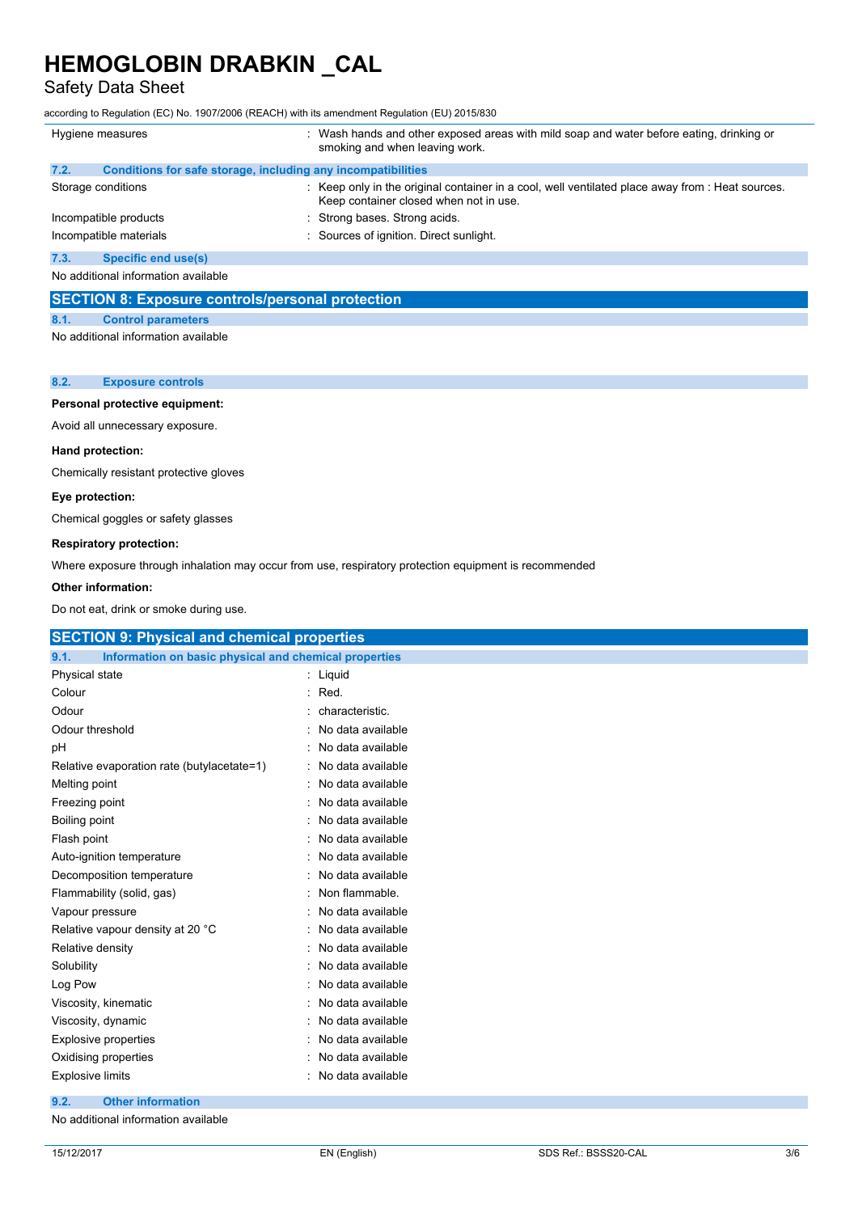| | |
|---|---|
| Hygiene measures | : Wash hands and other exposed areas with mild soap and water before eating, drinking or smoking and when leaving work. |

### 7.2. Conditions for safe storage, including any incompatibilities

| | |
|---|---|
| Storage conditions | : Keep only in the original container in a cool, well ventilated place away from : Heat sources. Keep container closed when not in use. |
| Incompatible products | : Strong bases. Strong acids. |
| Incompatible materials | : Sources of ignition. Direct sunlight. |

### 7.3. Specific end use(s)

No additional information available

## SECTION 8: Exposure controls/personal protection

### 8.1. Control parameters

No additional information available

### 8.2. Exposure controls

**Personal protective equipment:**

Avoid all unnecessary exposure.

**Hand protection:**

Chemically resistant protective gloves

**Eye protection:**

Chemical goggles or safety glasses

**Respiratory protection:**

Where exposure through inhalation may occur from use, respiratory protection equipment is recommended

**Other information:**

Do not eat, drink or smoke during use.

## SECTION 9: Physical and chemical properties

### 9.1. Information on basic physical and chemical properties

| | |
|---|---|
| Physical state | : Liquid |
| Colour | : Red. |
| Odour | : characteristic. |
| Odour threshold | : No data available |
| pH | : No data available |
| Relative evaporation rate (butylacetate=1) | : No data available |
| Melting point | : No data available |
| Freezing point | : No data available |
| Boiling point | : No data available |
| Flash point | : No data available |
| Auto-ignition temperature | : No data available |
| Decomposition temperature | : No data available |
| Flammability (solid, gas) | : Non flammable. |
| Vapour pressure | : No data available |
| Relative vapour density at 20 °C | : No data available |
| Relative density | : No data available |
| Solubility | : No data available |
| Log Pow | : No data available |
| Viscosity, kinematic | : No data available |
| Viscosity, dynamic | : No data available |
| Explosive properties | : No data available |
| Oxidising properties | : No data available |
| Explosive limits | : No data available |

### 9.2. Other information

No additional information available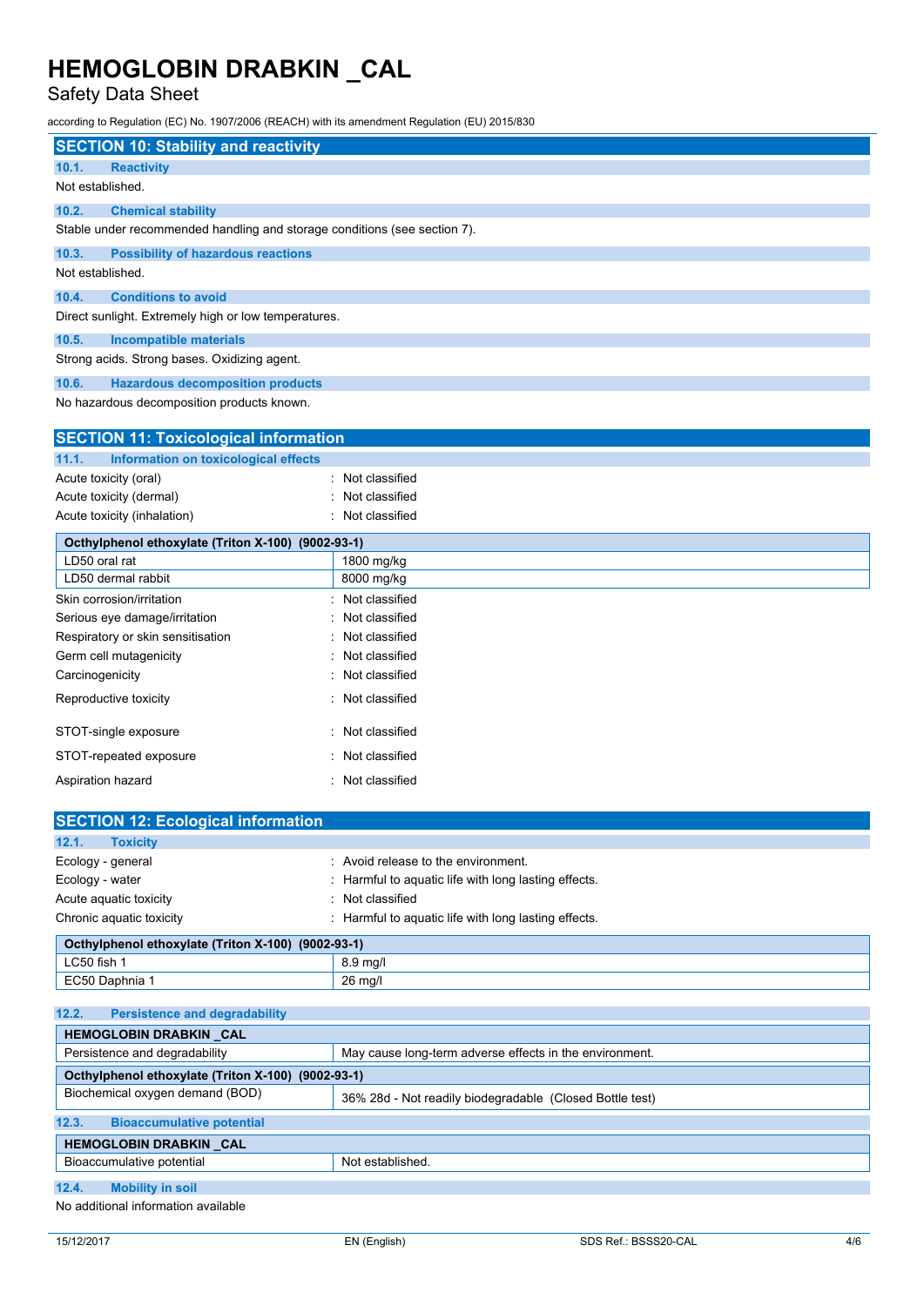## SECTION 10: Stability and reactivity

### 10.1. Reactivity

Not established.

### 10.2. Chemical stability

Stable under recommended handling and storage conditions (see section 7).

### 10.3. Possibility of hazardous reactions

Not established.

### 10.4. Conditions to avoid

Direct sunlight. Extremely high or low temperatures.

### 10.5. Incompatible materials

Strong acids. Strong bases. Oxidizing agent.

### 10.6. Hazardous decomposition products

No hazardous decomposition products known.

## SECTION 11: Toxicological information

### 11.1. Information on toxicological effects

Acute toxicity (oral) : Not classified

Acute toxicity (dermal) : Not classified

Acute toxicity (inhalation) : Not classified

| Octhylphenol ethoxylate (Triton X-100) (9002-93-1) | |
|---|---|
| LD50 oral rat | 1800 mg/kg |
| LD50 dermal rabbit | 8000 mg/kg |

Skin corrosion/irritation : Not classified

Serious eye damage/irritation : Not classified

Respiratory or skin sensitisation : Not classified

Germ cell mutagenicity : Not classified

Carcinogenicity : Not classified

Reproductive toxicity : Not classified

STOT-single exposure : Not classified

STOT-repeated exposure : Not classified

Aspiration hazard : Not classified

## SECTION 12: Ecological information

### 12.1. Toxicity

Ecology - general : Avoid release to the environment.

Ecology - water : Harmful to aquatic life with long lasting effects.

Acute aquatic toxicity : Not classified

Chronic aquatic toxicity : Harmful to aquatic life with long lasting effects.

| Octhylphenol ethoxylate (Triton X-100) (9002-93-1) | |
|---|---|
| LC50 fish 1 | 8.9 mg/l |
| EC50 Daphnia 1 | 26 mg/l |

### 12.2. Persistence and degradability

| HEMOGLOBIN DRABKIN _CAL | |
|---|---|
| Persistence and degradability | May cause long-term adverse effects in the environment. |
| **Octhylphenol ethoxylate (Triton X-100) (9002-93-1)** | |
| Biochemical oxygen demand (BOD) | 36% 28d - Not readily biodegradable (Closed Bottle test) |

### 12.3. Bioaccumulative potential

| HEMOGLOBIN DRABKIN _CAL | |
|---|---|
| Bioaccumulative potential | Not established. |

### 12.4. Mobility in soil

No additional information available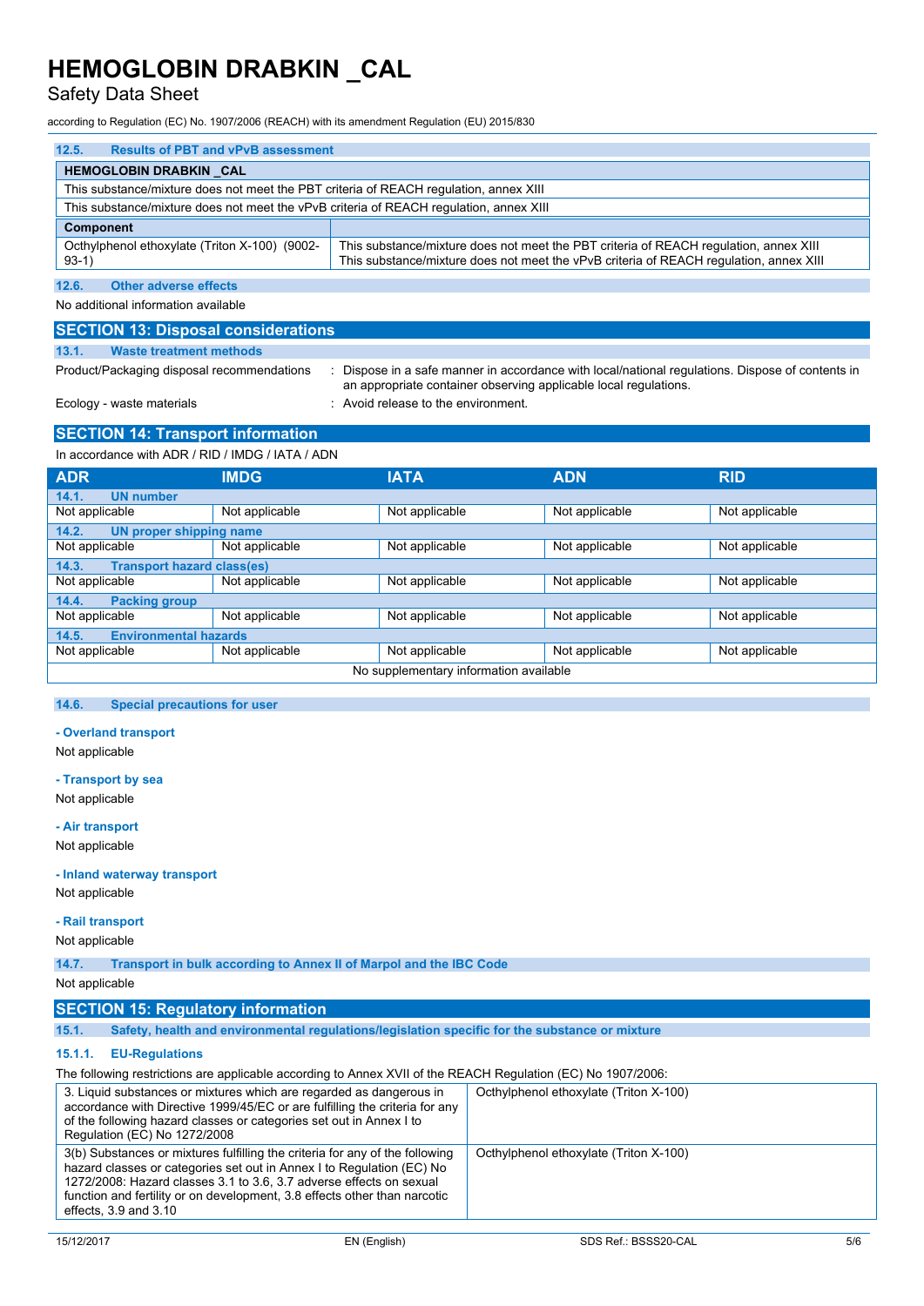### 12.5. Results of PBT and vPvB assessment

| HEMOGLOBIN DRABKIN _CAL | |
|---|---|
| This substance/mixture does not meet the PBT criteria of REACH regulation, annex XIII | |
| This substance/mixture does not meet the vPvB criteria of REACH regulation, annex XIII | |
| **Component** | |
| Octhylphenol ethoxylate (Triton X-100) (9002-93-1) | This substance/mixture does not meet the PBT criteria of REACH regulation, annex XIII<br>This substance/mixture does not meet the vPvB criteria of REACH regulation, annex XIII |

### 12.6. Other adverse effects

No additional information available

## SECTION 13: Disposal considerations

### 13.1. Waste treatment methods

Product/Packaging disposal recommendations : Dispose in a safe manner in accordance with local/national regulations. Dispose of contents in an appropriate container observing applicable local regulations.

Ecology - waste materials : Avoid release to the environment.

## SECTION 14: Transport information

In accordance with ADR / RID / IMDG / IATA / ADN

| ADR | IMDG | IATA | ADN | RID |
|---|---|---|---|---|
| **14.1. UN number** | | | | |
| Not applicable | Not applicable | Not applicable | Not applicable | Not applicable |
| **14.2. UN proper shipping name** | | | | |
| Not applicable | Not applicable | Not applicable | Not applicable | Not applicable |
| **14.3. Transport hazard class(es)** | | | | |
| Not applicable | Not applicable | Not applicable | Not applicable | Not applicable |
| **14.4. Packing group** | | | | |
| Not applicable | Not applicable | Not applicable | Not applicable | Not applicable |
| **14.5. Environmental hazards** | | | | |
| Not applicable | Not applicable | Not applicable | Not applicable | Not applicable |
| No supplementary information available | | | | |

### 14.6. Special precautions for user

**- Overland transport**

Not applicable

**- Transport by sea**

Not applicable

**- Air transport**

Not applicable

**- Inland waterway transport**

Not applicable

**- Rail transport**

Not applicable

### 14.7. Transport in bulk according to Annex II of Marpol and the IBC Code

Not applicable

## SECTION 15: Regulatory information

### 15.1. Safety, health and environmental regulations/legislation specific for the substance or mixture

#### 15.1.1. EU-Regulations

The following restrictions are applicable according to Annex XVII of the REACH Regulation (EC) No 1907/2006:

| | |
|---|---|
| 3. Liquid substances or mixtures which are regarded as dangerous in accordance with Directive 1999/45/EC or are fulfilling the criteria for any of the following hazard classes or categories set out in Annex I to Regulation (EC) No 1272/2008 | Octhylphenol ethoxylate (Triton X-100) |
| 3(b) Substances or mixtures fulfilling the criteria for any of the following hazard classes or categories set out in Annex I to Regulation (EC) No 1272/2008: Hazard classes 3.1 to 3.6, 3.7 adverse effects on sexual function and fertility or on development, 3.8 effects other than narcotic effects, 3.9 and 3.10 | Octhylphenol ethoxylate (Triton X-100) |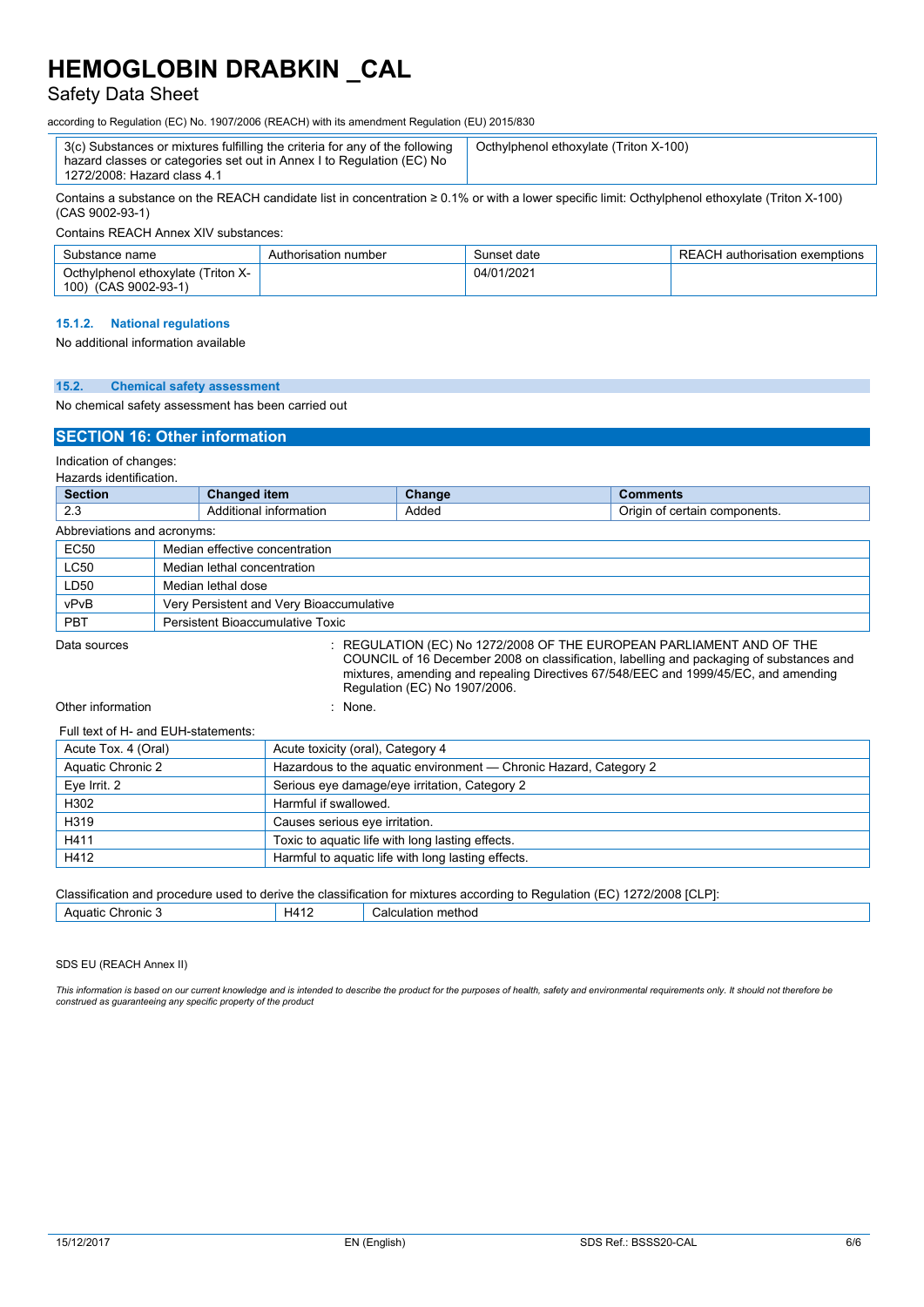| 3(c) Substances or mixtures fulfilling the criteria for any of the following hazard classes or categories set out in Annex I to Regulation (EC) No 1272/2008: Hazard class 4.1 | Octhylphenol ethoxylate (Triton X-100) |
|---|---|

Contains a substance on the REACH candidate list in concentration ≥ 0.1% or with a lower specific limit: Octhylphenol ethoxylate (Triton X-100) (CAS 9002-93-1)

Contains REACH Annex XIV substances:

| Substance name | Authorisation number | Sunset date | REACH authorisation exemptions |
|---|---|---|---|
| Octhylphenol ethoxylate (Triton X-100) (CAS 9002-93-1) | | 04/01/2021 | |

#### 15.1.2. National regulations

No additional information available

### 15.2. Chemical safety assessment

No chemical safety assessment has been carried out

## SECTION 16: Other information

Indication of changes:

Hazards identification.

| Section | Changed item | Change | Comments |
|---|---|---|---|
| 2.3 | Additional information | Added | Origin of certain components. |

Abbreviations and acronyms:

| | |
|---|---|
| EC50 | Median effective concentration |
| LC50 | Median lethal concentration |
| LD50 | Median lethal dose |
| vPvB | Very Persistent and Very Bioaccumulative |
| PBT | Persistent Bioaccumulative Toxic |

Data sources : REGULATION (EC) No 1272/2008 OF THE EUROPEAN PARLIAMENT AND OF THE COUNCIL of 16 December 2008 on classification, labelling and packaging of substances and mixtures, amending and repealing Directives 67/548/EEC and 1999/45/EC, and amending Regulation (EC) No 1907/2006.

Other information : None.

Full text of H- and EUH-statements:

| | |
|---|---|
| Acute Tox. 4 (Oral) | Acute toxicity (oral), Category 4 |
| Aquatic Chronic 2 | Hazardous to the aquatic environment — Chronic Hazard, Category 2 |
| Eye Irrit. 2 | Serious eye damage/eye irritation, Category 2 |
| H302 | Harmful if swallowed. |
| H319 | Causes serious eye irritation. |
| H411 | Toxic to aquatic life with long lasting effects. |
| H412 | Harmful to aquatic life with long lasting effects. |

Classification and procedure used to derive the classification for mixtures according to Regulation (EC) 1272/2008 [CLP]:

| | | |
|---|---|---|
| Aquatic Chronic 3 | H412 | Calculation method |

SDS EU (REACH Annex II)

*This information is based on our current knowledge and is intended to describe the product for the purposes of health, safety and environmental requirements only. It should not therefore be construed as guaranteeing any specific property of the product*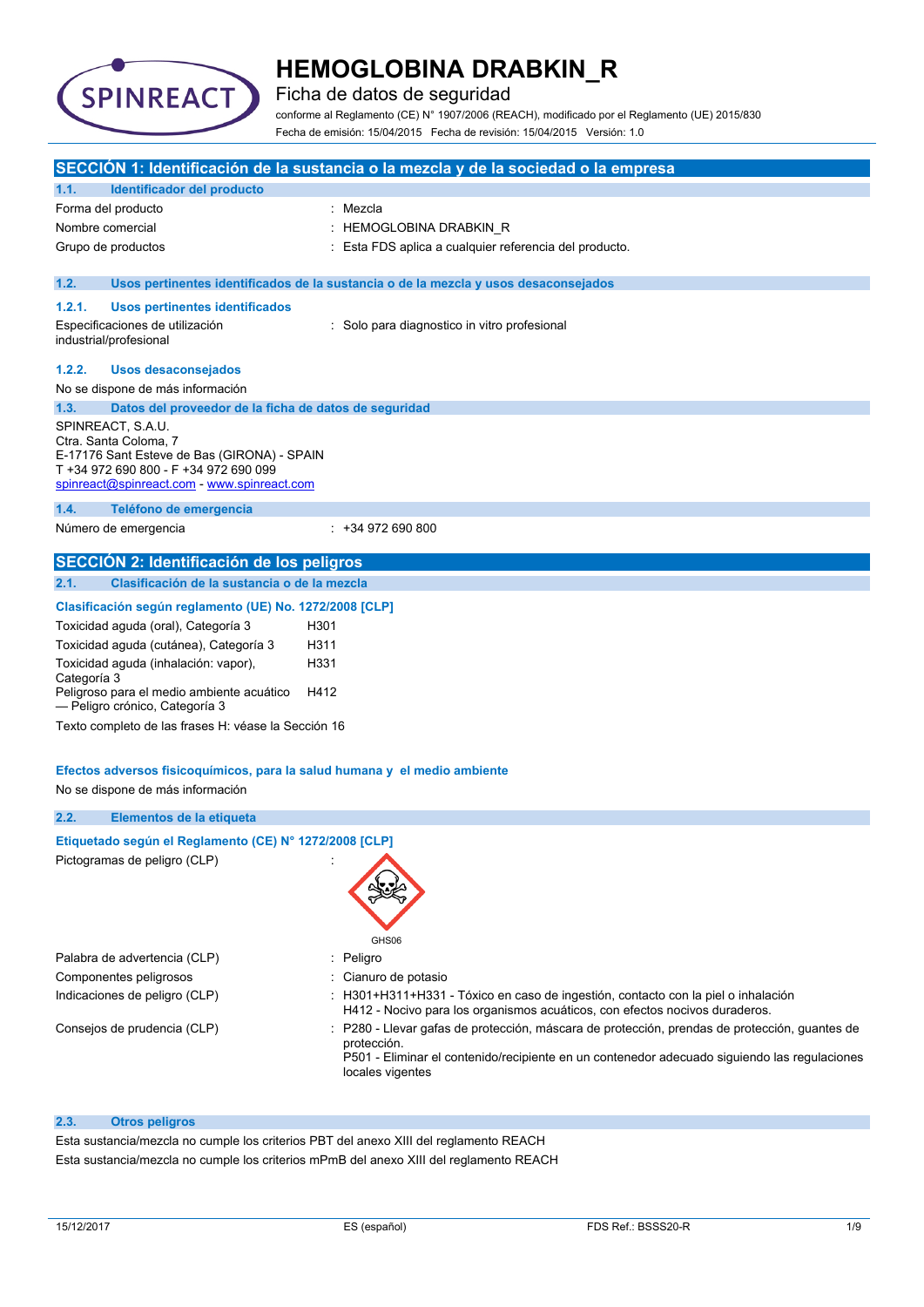# HEMOGLOBINA DRABKIN_R

Ficha de datos de seguridad

conforme al Reglamento (CE) N° 1907/2006 (REACH), modificado por el Reglamento (UE) 2015/830

Fecha de emisión: 15/04/2015 Fecha de revisión: 15/04/2015 Versión: 1.0

## SECCIÓN 1: Identificación de la sustancia o la mezcla y de la sociedad o la empresa

### 1.1. Identificador del producto

| | |
|---|---|
| Forma del producto | : Mezcla |
| Nombre comercial | : HEMOGLOBINA DRABKIN_R |
| Grupo de productos | : Esta FDS aplica a cualquier referencia del producto. |

### 1.2. Usos pertinentes identificados de la sustancia o de la mezcla y usos desaconsejados

#### 1.2.1. Usos pertinentes identificados

| | |
|---|---|
| Especificaciones de utilización industrial/profesional | : Solo para diagnostico in vitro profesional |

#### 1.2.2. Usos desaconsejados

No se dispone de más información

### 1.3. Datos del proveedor de la ficha de datos de seguridad

SPINREACT, S.A.U.
Ctra. Santa Coloma, 7
E-17176 Sant Esteve de Bas (GIRONA) - SPAIN
T +34 972 690 800 - F +34 972 690 099
spinreact@spinreact.com - www.spinreact.com

### 1.4. Teléfono de emergencia

| | |
|---|---|
| Número de emergencia | : +34 972 690 800 |

## SECCIÓN 2: Identificación de los peligros

### 2.1. Clasificación de la sustancia o de la mezcla

**Clasificación según reglamento (UE) No. 1272/2008 [CLP]**

| | |
|---|---|
| Toxicidad aguda (oral), Categoría 3 | H301 |
| Toxicidad aguda (cutánea), Categoría 3 | H311 |
| Toxicidad aguda (inhalación: vapor), Categoría 3 | H331 |
| Peligroso para el medio ambiente acuático — Peligro crónico, Categoría 3 | H412 |

Texto completo de las frases H: véase la Sección 16

**Efectos adversos fisicoquímicos, para la salud humana y el medio ambiente**

No se dispone de más información

### 2.2. Elementos de la etiqueta

**Etiquetado según el Reglamento (CE) N° 1272/2008 [CLP]**

| | |
|---|---|
| Pictogramas de peligro (CLP) | : GHS06 |
| Palabra de advertencia (CLP) | : Peligro |
| Componentes peligrosos | : Cianuro de potasio |
| Indicaciones de peligro (CLP) | : H301+H311+H331 - Tóxico en caso de ingestión, contacto con la piel o inhalación<br>H412 - Nocivo para los organismos acuáticos, con efectos nocivos duraderos. |
| Consejos de prudencia (CLP) | : P280 - Llevar gafas de protección, máscara de protección, prendas de protección, guantes de protección.<br>P501 - Eliminar el contenido/recipiente en un contenedor adecuado siguiendo las regulaciones locales vigentes |

### 2.3. Otros peligros

Esta sustancia/mezcla no cumple los criterios PBT del anexo XIII del reglamento REACH

Esta sustancia/mezcla no cumple los criterios mPmB del anexo XIII del reglamento REACH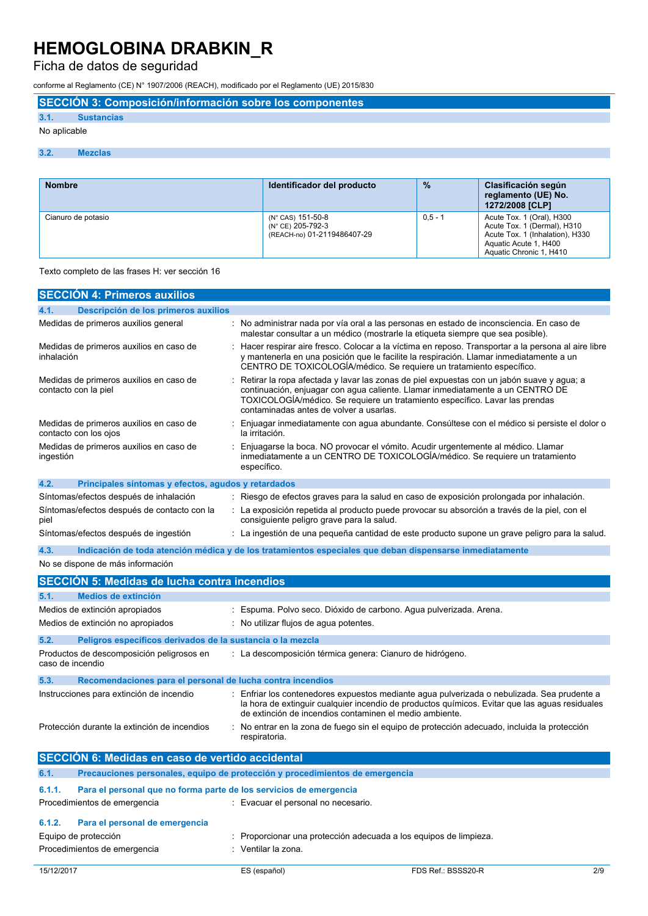# HEMOGLOBINA DRABKIN_R

Ficha de datos de seguridad

conforme al Reglamento (CE) N° 1907/2006 (REACH), modificado por el Reglamento (UE) 2015/830

## SECCIÓN 3: Composición/información sobre los componentes

### 3.1. Sustancias

No aplicable

### 3.2. Mezclas

| Nombre | Identificador del producto | % | Clasificación según reglamento (UE) No. 1272/2008 [CLP] |
|---|---|---|---|
| Cianuro de potasio | (N° CAS) 151-50-8<br>(N° CE) 205-792-3<br>(REACH-no) 01-2119486407-29 | 0,5 - 1 | Acute Tox. 1 (Oral), H300<br>Acute Tox. 1 (Dermal), H310<br>Acute Tox. 1 (Inhalation), H330<br>Aquatic Acute 1, H400<br>Aquatic Chronic 1, H410 |

Texto completo de las frases H: ver sección 16

## SECCIÓN 4: Primeros auxilios

### 4.1. Descripción de los primeros auxilios

Medidas de primeros auxilios general : No administrar nada por vía oral a las personas en estado de inconsciencia. En caso de malestar consultar a un médico (mostrarle la etiqueta siempre que sea posible).

Medidas de primeros auxilios en caso de inhalación : Hacer respirar aire fresco. Colocar a la víctima en reposo. Transportar a la persona al aire libre y mantenerla en una posición que le facilite la respiración. Llamar inmediatamente a un CENTRO DE TOXICOLOGÍA/médico. Se requiere un tratamiento específico.

Medidas de primeros auxilios en caso de contacto con la piel : Retirar la ropa afectada y lavar las zonas de piel expuestas con un jabón suave y agua; a continuación, enjuagar con agua caliente. Llamar inmediatamente a un CENTRO DE TOXICOLOGÍA/médico. Se requiere un tratamiento específico. Lavar las prendas contaminadas antes de volver a usarlas.

Medidas de primeros auxilios en caso de contacto con los ojos : Enjuagar inmediatamente con agua abundante. Consúltese con el médico si persiste el dolor o la irritación.

Medidas de primeros auxilios en caso de ingestión : Enjuagarse la boca. NO provocar el vómito. Acudir urgentemente al médico. Llamar inmediatamente a un CENTRO DE TOXICOLOGÍA/médico. Se requiere un tratamiento específico.

### 4.2. Principales síntomas y efectos, agudos y retardados

Síntomas/efectos después de inhalación : Riesgo de efectos graves para la salud en caso de exposición prolongada por inhalación.

Síntomas/efectos después de contacto con la piel : La exposición repetida al producto puede provocar su absorción a través de la piel, con el consiguiente peligro grave para la salud.

Síntomas/efectos después de ingestión : La ingestión de una pequeña cantidad de este producto supone un grave peligro para la salud.

### 4.3. Indicación de toda atención médica y de los tratamientos especiales que deban dispensarse inmediatamente

No se dispone de más información

## SECCIÓN 5: Medidas de lucha contra incendios

### 5.1. Medios de extinción

Medios de extinción apropiados : Espuma. Polvo seco. Dióxido de carbono. Agua pulverizada. Arena.

Medios de extinción no apropiados : No utilizar flujos de agua potentes.

### 5.2. Peligros específicos derivados de la sustancia o la mezcla

Productos de descomposición peligrosos en caso de incendio : La descomposición térmica genera: Cianuro de hidrógeno.

### 5.3. Recomendaciones para el personal de lucha contra incendios

Instrucciones para extinción de incendio : Enfriar los contenedores expuestos mediante agua pulverizada o nebulizada. Sea prudente a la hora de extinguir cualquier incendio de productos químicos. Evitar que las aguas residuales de extinción de incendios contaminen el medio ambiente.

Protección durante la extinción de incendios : No entrar en la zona de fuego sin el equipo de protección adecuado, incluida la protección respiratoria.

## SECCIÓN 6: Medidas en caso de vertido accidental

### 6.1. Precauciones personales, equipo de protección y procedimientos de emergencia

#### 6.1.1. Para el personal que no forma parte de los servicios de emergencia

Procedimientos de emergencia : Evacuar el personal no necesario.

#### 6.1.2. Para el personal de emergencia

Equipo de protección : Proporcionar una protección adecuada a los equipos de limpieza.

Procedimientos de emergencia : Ventilar la zona.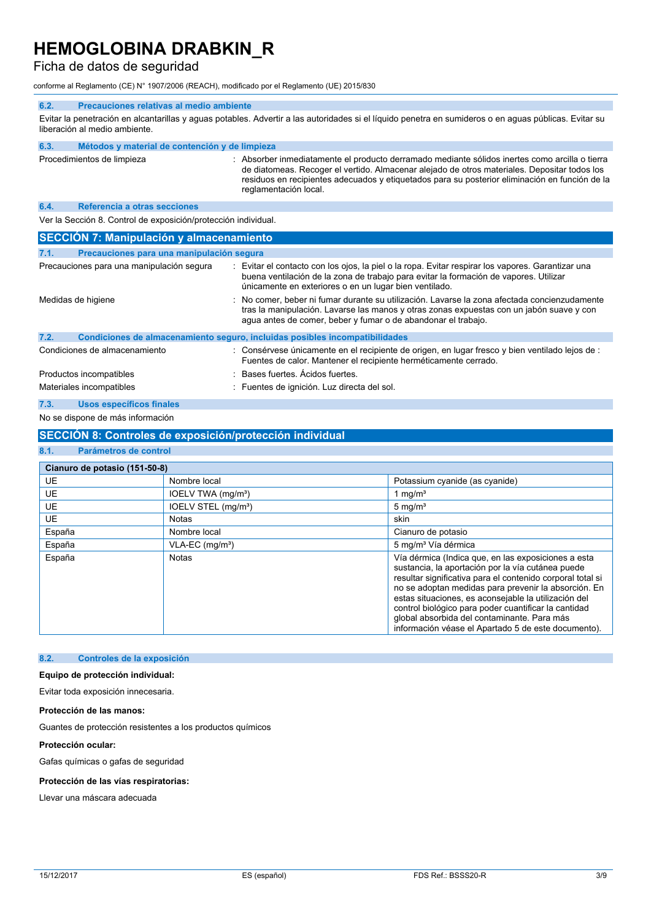### 6.2. Precauciones relativas al medio ambiente

Evitar la penetración en alcantarillas y aguas potables. Advertir a las autoridades si el líquido penetra en sumideros o en aguas públicas. Evitar su liberación al medio ambiente.

### 6.3. Métodos y material de contención y de limpieza

Procedimientos de limpieza : Absorber inmediatamente el producto derramado mediante sólidos inertes como arcilla o tierra de diatomeas. Recoger el vertido. Almacenar alejado de otros materiales. Depositar todos los residuos en recipientes adecuados y etiquetados para su posterior eliminación en función de la reglamentación local.

### 6.4. Referencia a otras secciones

Ver la Sección 8. Control de exposición/protección individual.

## SECCIÓN 7: Manipulación y almacenamiento

### 7.1. Precauciones para una manipulación segura

Precauciones para una manipulación segura : Evitar el contacto con los ojos, la piel o la ropa. Evitar respirar los vapores. Garantizar una buena ventilación de la zona de trabajo para evitar la formación de vapores. Utilizar únicamente en exteriores o en un lugar bien ventilado.

Medidas de higiene : No comer, beber ni fumar durante su utilización. Lavarse la zona afectada concienzudamente tras la manipulación. Lavarse las manos y otras zonas expuestas con un jabón suave y con agua antes de comer, beber y fumar o de abandonar el trabajo.

### 7.2. Condiciones de almacenamiento seguro, incluidas posibles incompatibilidades

Condiciones de almacenamiento : Consérvese únicamente en el recipiente de origen, en lugar fresco y bien ventilado lejos de : Fuentes de calor. Mantener el recipiente herméticamente cerrado.

Productos incompatibles : Bases fuertes. Ácidos fuertes.

Materiales incompatibles : Fuentes de ignición. Luz directa del sol.

### 7.3. Usos específicos finales

No se dispone de más información

## SECCIÓN 8: Controles de exposición/protección individual

### 8.1. Parámetros de control

| Cianuro de potasio (151-50-8) | | |
|---|---|---|
| UE | Nombre local | Potassium cyanide (as cyanide) |
| UE | IOELV TWA (mg/m³) | 1 mg/m³ |
| UE | IOELV STEL (mg/m³) | 5 mg/m³ |
| UE | Notas | skin |
| España | Nombre local | Cianuro de potasio |
| España | VLA-EC (mg/m³) | 5 mg/m³ Vía dérmica |
| España | Notas | Vía dérmica (Indica que, en las exposiciones a esta sustancia, la aportación por la vía cutánea puede resultar significativa para el contenido corporal total si no se adoptan medidas para prevenir la absorción. En estas situaciones, es aconsejable la utilización del control biológico para poder cuantificar la cantidad global absorbida del contaminante. Para más información véase el Apartado 5 de este documento). |

### 8.2. Controles de la exposición

**Equipo de protección individual:**

Evitar toda exposición innecesaria.

**Protección de las manos:**

Guantes de protección resistentes a los productos químicos

**Protección ocular:**

Gafas químicas o gafas de seguridad

**Protección de las vías respiratorias:**

Llevar una máscara adecuada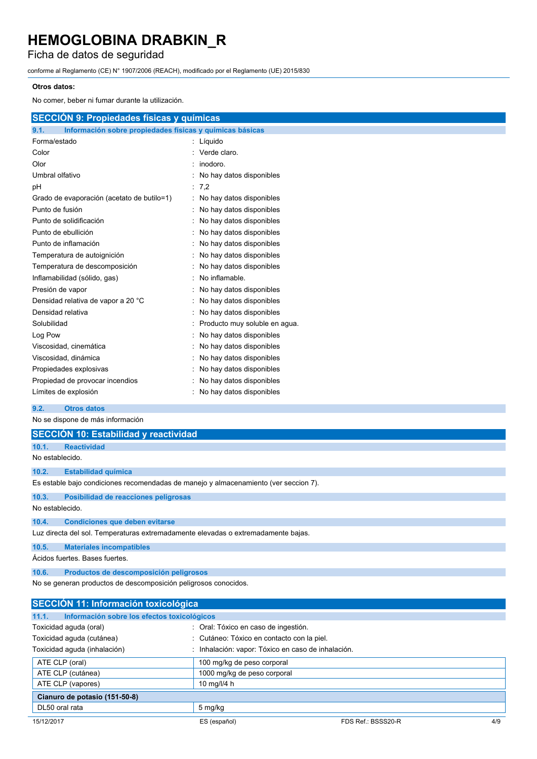**Otros datos:**

No comer, beber ni fumar durante la utilización.

## SECCIÓN 9: Propiedades físicas y químicas

### 9.1. Información sobre propiedades físicas y químicas básicas

| | |
|---|---|
| Forma/estado | : Líquido |
| Color | : Verde claro. |
| Olor | : inodoro. |
| Umbral olfativo | : No hay datos disponibles |
| pH | : 7,2 |
| Grado de evaporación (acetato de butilo=1) | : No hay datos disponibles |
| Punto de fusión | : No hay datos disponibles |
| Punto de solidificación | : No hay datos disponibles |
| Punto de ebullición | : No hay datos disponibles |
| Punto de inflamación | : No hay datos disponibles |
| Temperatura de autoignición | : No hay datos disponibles |
| Temperatura de descomposición | : No hay datos disponibles |
| Inflamabilidad (sólido, gas) | : No inflamable. |
| Presión de vapor | : No hay datos disponibles |
| Densidad relativa de vapor a 20 °C | : No hay datos disponibles |
| Densidad relativa | : No hay datos disponibles |
| Solubilidad | : Producto muy soluble en agua. |
| Log Pow | : No hay datos disponibles |
| Viscosidad, cinemática | : No hay datos disponibles |
| Viscosidad, dinámica | : No hay datos disponibles |
| Propiedades explosivas | : No hay datos disponibles |
| Propiedad de provocar incendios | : No hay datos disponibles |
| Límites de explosión | : No hay datos disponibles |

### 9.2. Otros datos

No se dispone de más información

## SECCIÓN 10: Estabilidad y reactividad

### 10.1. Reactividad

No establecido.

### 10.2. Estabilidad química

Es estable bajo condiciones recomendadas de manejo y almacenamiento (ver seccion 7).

### 10.3. Posibilidad de reacciones peligrosas

No establecido.

### 10.4. Condiciones que deben evitarse

Luz directa del sol. Temperaturas extremadamente elevadas o extremadamente bajas.

### 10.5. Materiales incompatibles

Ácidos fuertes. Bases fuertes.

### 10.6. Productos de descomposición peligrosos

No se generan productos de descomposición peligrosos conocidos.

## SECCIÓN 11: Información toxicológica

### 11.1. Información sobre los efectos toxicológicos

| | |
|---|---|
| Toxicidad aguda (oral) | : Oral: Tóxico en caso de ingestión. |
| Toxicidad aguda (cutánea) | : Cutáneo: Tóxico en contacto con la piel. |
| Toxicidad aguda (inhalación) | : Inhalación: vapor: Tóxico en caso de inhalación. |

| | |
|---|---|
| ATE CLP (oral) | 100 mg/kg de peso corporal |
| ATE CLP (cutánea) | 1000 mg/kg de peso corporal |
| ATE CLP (vapores) | 10 mg/l/4 h |

| **Cianuro de potasio (151-50-8)** | |
|---|---|
| DL50 oral rata | 5 mg/kg |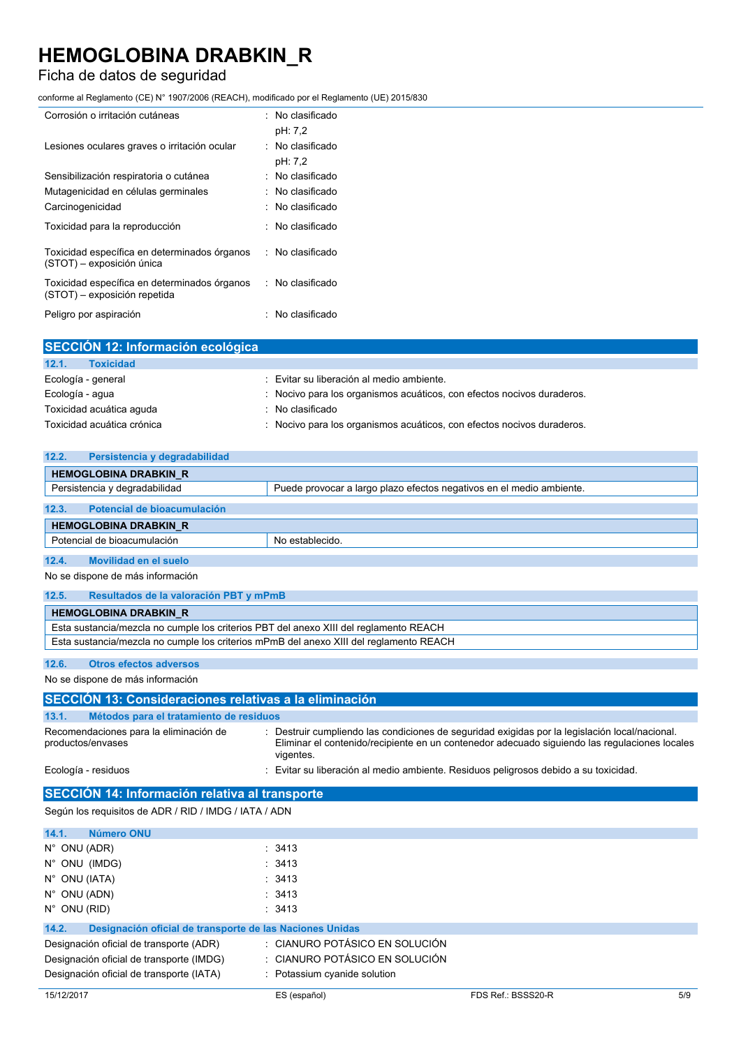| | |
|---|---|
| Corrosión o irritación cutáneas | : No clasificado<br>pH: 7,2 |
| Lesiones oculares graves o irritación ocular | : No clasificado<br>pH: 7,2 |
| Sensibilización respiratoria o cutánea | : No clasificado |
| Mutagenicidad en células germinales | : No clasificado |
| Carcinogenicidad | : No clasificado |
| Toxicidad para la reproducción | : No clasificado |
| Toxicidad específica en determinados órganos (STOT) – exposición única | : No clasificado |
| Toxicidad específica en determinados órganos (STOT) – exposición repetida | : No clasificado |
| Peligro por aspiración | : No clasificado |

## SECCIÓN 12: Información ecológica

### 12.1. Toxicidad

| | |
|---|---|
| Ecología - general | : Evitar su liberación al medio ambiente. |
| Ecología - agua | : Nocivo para los organismos acuáticos, con efectos nocivos duraderos. |
| Toxicidad acuática aguda | : No clasificado |
| Toxicidad acuática crónica | : Nocivo para los organismos acuáticos, con efectos nocivos duraderos. |

### 12.2. Persistencia y degradabilidad

| HEMOGLOBINA DRABKIN_R | |
|---|---|
| Persistencia y degradabilidad | Puede provocar a largo plazo efectos negativos en el medio ambiente. |

### 12.3. Potencial de bioacumulación

| HEMOGLOBINA DRABKIN_R | |
|---|---|
| Potencial de bioacumulación | No establecido. |

### 12.4. Movilidad en el suelo

No se dispone de más información

### 12.5. Resultados de la valoración PBT y mPmB

| HEMOGLOBINA DRABKIN_R |
|---|
| Esta sustancia/mezcla no cumple los criterios PBT del anexo XIII del reglamento REACH |
| Esta sustancia/mezcla no cumple los criterios mPmB del anexo XIII del reglamento REACH |

### 12.6. Otros efectos adversos

No se dispone de más información

## SECCIÓN 13: Consideraciones relativas a la eliminación

### 13.1. Métodos para el tratamiento de residuos

| | |
|---|---|
| Recomendaciones para la eliminación de productos/envases | : Destruir cumpliendo las condiciones de seguridad exigidas por la legislación local/nacional. Eliminar el contenido/recipiente en un contenedor adecuado siguiendo las regulaciones locales vigentes. |
| Ecología - residuos | : Evitar su liberación al medio ambiente. Residuos peligrosos debido a su toxicidad. |

## SECCIÓN 14: Información relativa al transporte

Según los requisitos de ADR / RID / IMDG / IATA / ADN

### 14.1. Número ONU

| | |
|---|---|
| N° ONU (ADR) | : 3413 |
| N° ONU (IMDG) | : 3413 |
| N° ONU (IATA) | : 3413 |
| N° ONU (ADN) | : 3413 |
| N° ONU (RID) | : 3413 |

### 14.2. Designación oficial de transporte de las Naciones Unidas

| | |
|---|---|
| Designación oficial de transporte (ADR) | : CIANURO POTÁSICO EN SOLUCIÓN |
| Designación oficial de transporte (IMDG) | : CIANURO POTÁSICO EN SOLUCIÓN |
| Designación oficial de transporte (IATA) | : Potassium cyanide solution |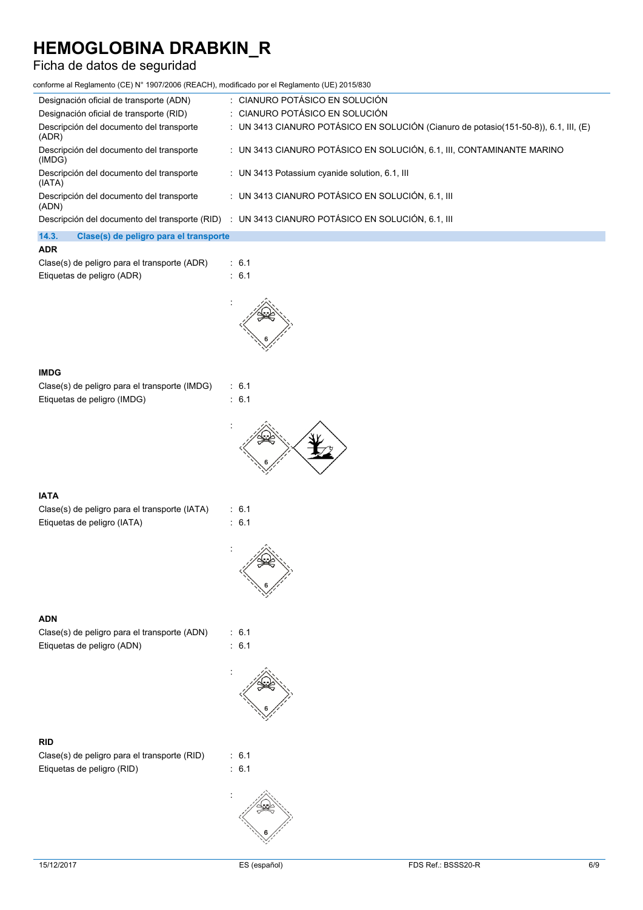| | |
|---|---|
| Designación oficial de transporte (ADN) | : CIANURO POTÁSICO EN SOLUCIÓN |
| Designación oficial de transporte (RID) | : CIANURO POTÁSICO EN SOLUCIÓN |
| Descripción del documento del transporte (ADR) | : UN 3413 CIANURO POTÁSICO EN SOLUCIÓN (Cianuro de potasio(151-50-8)), 6.1, III, (E) |
| Descripción del documento del transporte (IMDG) | : UN 3413 CIANURO POTÁSICO EN SOLUCIÓN, 6.1, III, CONTAMINANTE MARINO |
| Descripción del documento del transporte (IATA) | : UN 3413 Potassium cyanide solution, 6.1, III |
| Descripción del documento del transporte (ADN) | : UN 3413 CIANURO POTÁSICO EN SOLUCIÓN, 6.1, III |
| Descripción del documento del transporte (RID) | : UN 3413 CIANURO POTÁSICO EN SOLUCIÓN, 6.1, III |

### 14.3. Clase(s) de peligro para el transporte

**ADR**

Clase(s) de peligro para el transporte (ADR) : 6.1

Etiquetas de peligro (ADR) : 6.1

:

**IMDG**

Clase(s) de peligro para el transporte (IMDG) : 6.1

Etiquetas de peligro (IMDG) : 6.1

:

**IATA**

Clase(s) de peligro para el transporte (IATA) : 6.1

Etiquetas de peligro (IATA) : 6.1

:

**ADN**

Clase(s) de peligro para el transporte (ADN) : 6.1

Etiquetas de peligro (ADN) : 6.1

:

**RID**

Clase(s) de peligro para el transporte (RID) : 6.1

Etiquetas de peligro (RID) : 6.1

: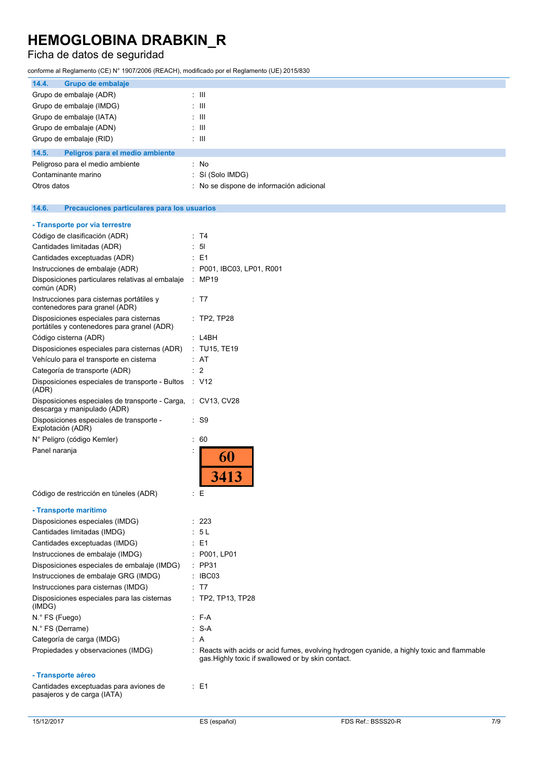### 14.4. Grupo de embalaje

| | |
|---|---|
| Grupo de embalaje (ADR) | : III |
| Grupo de embalaje (IMDG) | : III |
| Grupo de embalaje (IATA) | : III |
| Grupo de embalaje (ADN) | : III |
| Grupo de embalaje (RID) | : III |

### 14.5. Peligros para el medio ambiente

| | |
|---|---|
| Peligroso para el medio ambiente | : No |
| Contaminante marino | : Sí (Solo IMDG) |
| Otros datos | : No se dispone de información adicional |

### 14.6. Precauciones particulares para los usuarios

**- Transporte por vía terrestre**

| | |
|---|---|
| Código de clasificación (ADR) | : T4 |
| Cantidades limitadas (ADR) | : 5l |
| Cantidades exceptuadas (ADR) | : E1 |
| Instrucciones de embalaje (ADR) | : P001, IBC03, LP01, R001 |
| Disposiciones particulares relativas al embalaje común (ADR) | : MP19 |
| Instrucciones para cisternas portátiles y contenedores para granel (ADR) | : T7 |
| Disposiciones especiales para cisternas portátiles y contenedores para granel (ADR) | : TP2, TP28 |
| Código cisterna (ADR) | : L4BH |
| Disposiciones especiales para cisternas (ADR) | : TU15, TE19 |
| Vehículo para el transporte en cisterna | : AT |
| Categoría de transporte (ADR) | : 2 |
| Disposiciones especiales de transporte - Bultos (ADR) | : V12 |
| Disposiciones especiales de transporte - Carga, descarga y manipulado (ADR) | : CV13, CV28 |
| Disposiciones especiales de transporte - Explotación (ADR) | : S9 |
| N° Peligro (código Kemler) | : 60 |
| Panel naranja | : 60 / 3413 |
| Código de restricción en túneles (ADR) | : E |

**- Transporte marítimo**

| | |
|---|---|
| Disposiciones especiales (IMDG) | : 223 |
| Cantidades limitadas (IMDG) | : 5 L |
| Cantidades exceptuadas (IMDG) | : E1 |
| Instrucciones de embalaje (IMDG) | : P001, LP01 |
| Disposiciones especiales de embalaje (IMDG) | : PP31 |
| Instrucciones de embalaje GRG (IMDG) | : IBC03 |
| Instrucciones para cisternas (IMDG) | : T7 |
| Disposiciones especiales para las cisternas (IMDG) | : TP2, TP13, TP28 |
| N.° FS (Fuego) | : F-A |
| N.° FS (Derrame) | : S-A |
| Categoría de carga (IMDG) | : A |
| Propiedades y observaciones (IMDG) | : Reacts with acids or acid fumes, evolving hydrogen cyanide, a highly toxic and flammable gas.Highly toxic if swallowed or by skin contact. |

**- Transporte aéreo**

| | |
|---|---|
| Cantidades exceptuadas para aviones de pasajeros y de carga (IATA) | : E1 |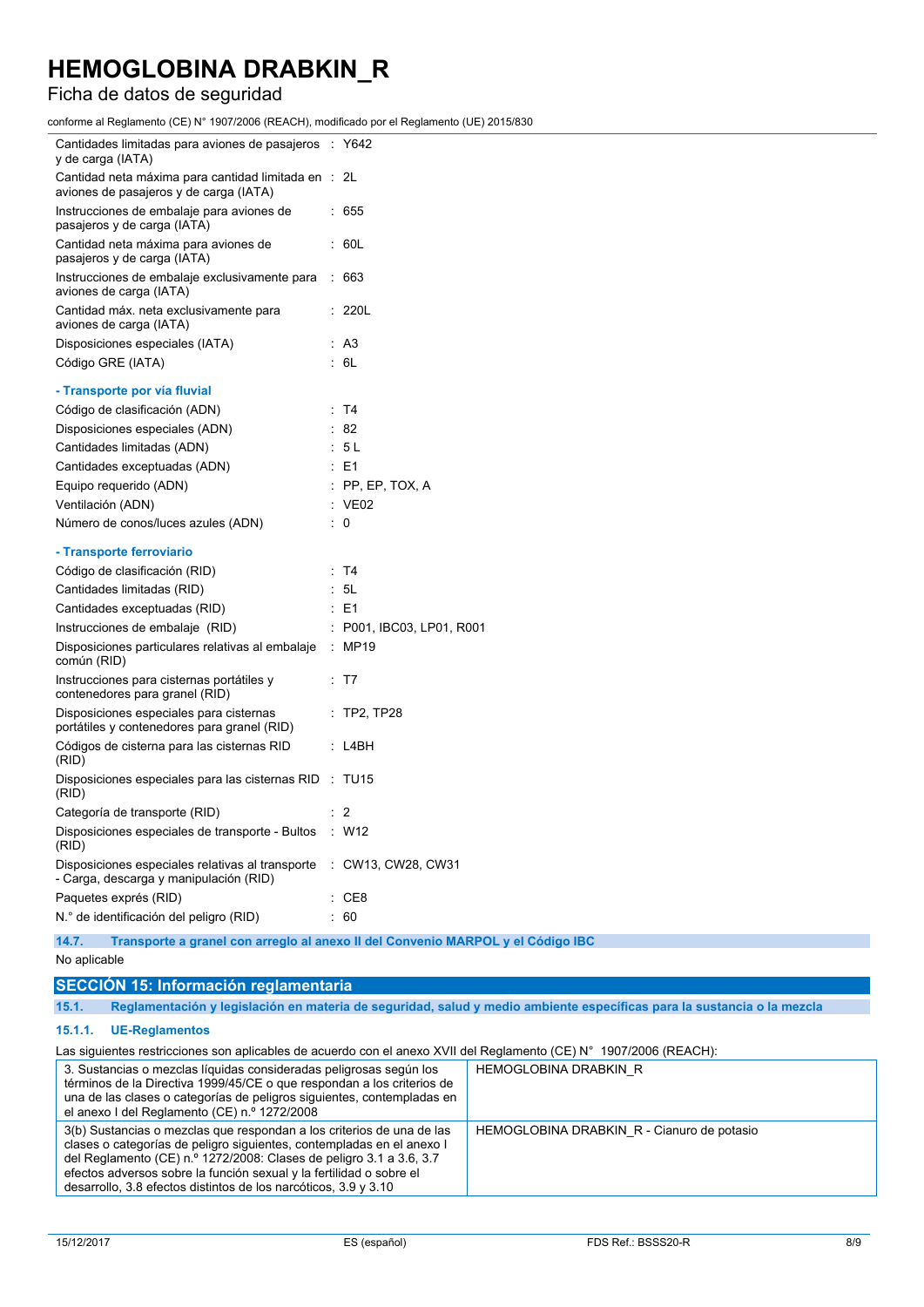| | |
|---|---|
| Cantidades limitadas para aviones de pasajeros y de carga (IATA) | : Y642 |
| Cantidad neta máxima para cantidad limitada en aviones de pasajeros y de carga (IATA) | : 2L |
| Instrucciones de embalaje para aviones de pasajeros y de carga (IATA) | : 655 |
| Cantidad neta máxima para aviones de pasajeros y de carga (IATA) | : 60L |
| Instrucciones de embalaje exclusivamente para aviones de carga (IATA) | : 663 |
| Cantidad máx. neta exclusivamente para aviones de carga (IATA) | : 220L |
| Disposiciones especiales (IATA) | : A3 |
| Código GRE (IATA) | : 6L |

**- Transporte por vía fluvial**

| | |
|---|---|
| Código de clasificación (ADN) | : T4 |
| Disposiciones especiales (ADN) | : 82 |
| Cantidades limitadas (ADN) | : 5 L |
| Cantidades exceptuadas (ADN) | : E1 |
| Equipo requerido (ADN) | : PP, EP, TOX, A |
| Ventilación (ADN) | : VE02 |
| Número de conos/luces azules (ADN) | : 0 |

**- Transporte ferroviario**

| | |
|---|---|
| Código de clasificación (RID) | : T4 |
| Cantidades limitadas (RID) | : 5L |
| Cantidades exceptuadas (RID) | : E1 |
| Instrucciones de embalaje (RID) | : P001, IBC03, LP01, R001 |
| Disposiciones particulares relativas al embalaje común (RID) | : MP19 |
| Instrucciones para cisternas portátiles y contenedores para granel (RID) | : T7 |
| Disposiciones especiales para cisternas portátiles y contenedores para granel (RID) | : TP2, TP28 |
| Códigos de cisterna para las cisternas RID (RID) | : L4BH |
| Disposiciones especiales para las cisternas RID (RID) | : TU15 |
| Categoría de transporte (RID) | : 2 |
| Disposiciones especiales de transporte - Bultos (RID) | : W12 |
| Disposiciones especiales relativas al transporte - Carga, descarga y manipulación (RID) | : CW13, CW28, CW31 |
| Paquetes exprés (RID) | : CE8 |
| N.° de identificación del peligro (RID) | : 60 |

### 14.7. Transporte a granel con arreglo al anexo II del Convenio MARPOL y el Código IBC

No aplicable

## SECCIÓN 15: Información reglamentaria

### 15.1. Reglamentación y legislación en materia de seguridad, salud y medio ambiente específicas para la sustancia o la mezcla

#### 15.1.1. UE-Reglamentos

Las siguientes restricciones son aplicables de acuerdo con el anexo XVII del Reglamento (CE) N° 1907/2006 (REACH):

| | |
|---|---|
| 3. Sustancias o mezclas líquidas consideradas peligrosas según los términos de la Directiva 1999/45/CE o que respondan a los criterios de una de las clases o categorías de peligros siguientes, contempladas en el anexo I del Reglamento (CE) n.º 1272/2008 | HEMOGLOBINA DRABKIN_R |
| 3(b) Sustancias o mezclas que respondan a los criterios de una de las clases o categorías de peligro siguientes, contempladas en el anexo I del Reglamento (CE) n.º 1272/2008: Clases de peligro 3.1 a 3.6, 3.7 efectos adversos sobre la función sexual y la fertilidad o sobre el desarrollo, 3.8 efectos distintos de los narcóticos, 3.9 y 3.10 | HEMOGLOBINA DRABKIN_R - Cianuro de potasio |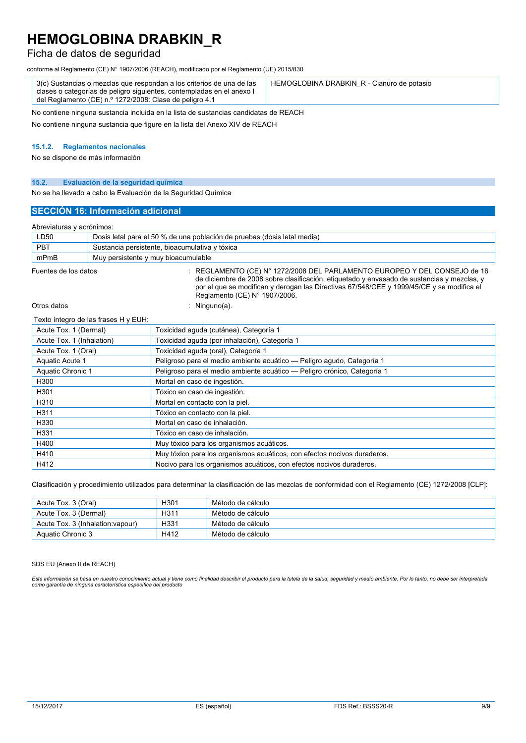| 3(c) Sustancias o mezclas que respondan a los criterios de una de las clases o categorías de peligro siguientes, contempladas en el anexo I del Reglamento (CE) n.º 1272/2008: Clase de peligro 4.1 | HEMOGLOBINA DRABKIN_R - Cianuro de potasio |
|---|---|

No contiene ninguna sustancia incluida en la lista de sustancias candidatas de REACH

No contiene ninguna sustancia que figure en la lista del Anexo XIV de REACH

#### 15.1.2. Reglamentos nacionales

No se dispone de más información

### 15.2. Evaluación de la seguridad química

No se ha llevado a cabo la Evaluación de la Seguridad Química

## SECCIÓN 16: Información adicional

Abreviaturas y acrónimos:

| | |
|---|---|
| LD50 | Dosis letal para el 50 % de una población de pruebas (dosis letal media) |
| PBT | Sustancia persistente, bioacumulativa y tóxica |
| mPmB | Muy persistente y muy bioacumulable |

Fuentes de los datos : REGLAMENTO (CE) N° 1272/2008 DEL PARLAMENTO EUROPEO Y DEL CONSEJO de 16 de diciembre de 2008 sobre clasificación, etiquetado y envasado de sustancias y mezclas, y por el que se modifican y derogan las Directivas 67/548/CEE y 1999/45/CE y se modifica el Reglamento (CE) N° 1907/2006.

Otros datos : Ninguno(a).

Texto íntegro de las frases H y EUH:

| | |
|---|---|
| Acute Tox. 1 (Dermal) | Toxicidad aguda (cutánea), Categoría 1 |
| Acute Tox. 1 (Inhalation) | Toxicidad aguda (por inhalación), Categoría 1 |
| Acute Tox. 1 (Oral) | Toxicidad aguda (oral), Categoría 1 |
| Aquatic Acute 1 | Peligroso para el medio ambiente acuático — Peligro agudo, Categoría 1 |
| Aquatic Chronic 1 | Peligroso para el medio ambiente acuático — Peligro crónico, Categoría 1 |
| H300 | Mortal en caso de ingestión. |
| H301 | Tóxico en caso de ingestión. |
| H310 | Mortal en contacto con la piel. |
| H311 | Tóxico en contacto con la piel. |
| H330 | Mortal en caso de inhalación. |
| H331 | Tóxico en caso de inhalación. |
| H400 | Muy tóxico para los organismos acuáticos. |
| H410 | Muy tóxico para los organismos acuáticos, con efectos nocivos duraderos. |
| H412 | Nocivo para los organismos acuáticos, con efectos nocivos duraderos. |

Clasificación y procedimiento utilizados para determinar la clasificación de las mezclas de conformidad con el Reglamento (CE) 1272/2008 [CLP]:

| | | |
|---|---|---|
| Acute Tox. 3 (Oral) | H301 | Método de cálculo |
| Acute Tox. 3 (Dermal) | H311 | Método de cálculo |
| Acute Tox. 3 (Inhalation:vapour) | H331 | Método de cálculo |
| Aquatic Chronic 3 | H412 | Método de cálculo |

SDS EU (Anexo II de REACH)

*Esta información se basa en nuestro conocimiento actual y tiene como finalidad describir el producto para la tutela de la salud, seguridad y medio ambiente. Por lo tanto, no debe ser interpretada como garantía de ninguna característica específica del producto*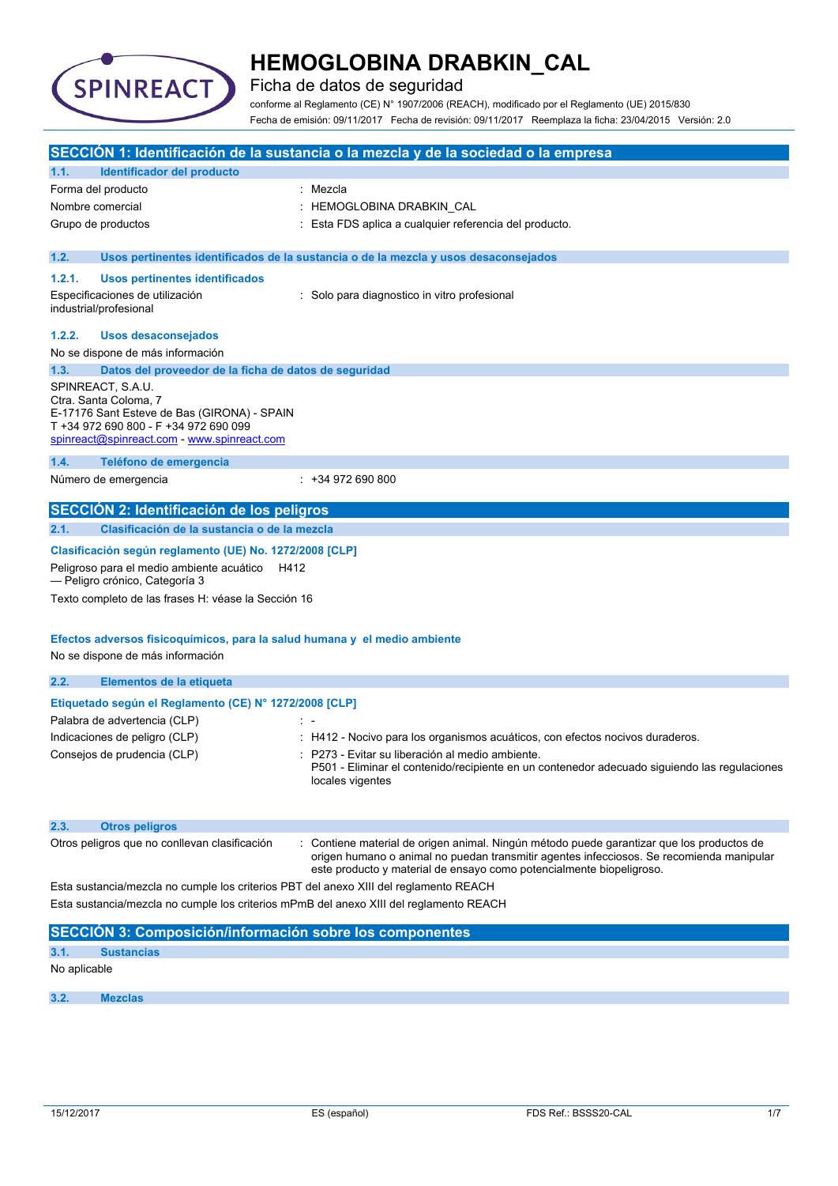# HEMOGLOBINA DRABKIN_CAL

Ficha de datos de seguridad

conforme al Reglamento (CE) N° 1907/2006 (REACH), modificado por el Reglamento (UE) 2015/830

Fecha de emisión: 09/11/2017 Fecha de revisión: 09/11/2017 Reemplaza la ficha: 23/04/2015 Versión: 2.0

## SECCIÓN 1: Identificación de la sustancia o la mezcla y de la sociedad o la empresa

### 1.1. Identificador del producto

| | |
|---|---|
| Forma del producto | : Mezcla |
| Nombre comercial | : HEMOGLOBINA DRABKIN_CAL |
| Grupo de productos | : Esta FDS aplica a cualquier referencia del producto. |

### 1.2. Usos pertinentes identificados de la sustancia o de la mezcla y usos desaconsejados

#### 1.2.1. Usos pertinentes identificados

| | |
|---|---|
| Especificaciones de utilización industrial/profesional | : Solo para diagnostico in vitro profesional |

#### 1.2.2. Usos desaconsejados

No se dispone de más información

### 1.3. Datos del proveedor de la ficha de datos de seguridad

SPINREACT, S.A.U.
Ctra. Santa Coloma, 7
E-17176 Sant Esteve de Bas (GIRONA) - SPAIN
T +34 972 690 800 - F +34 972 690 099
spinreact@spinreact.com - www.spinreact.com

### 1.4. Teléfono de emergencia

| | |
|---|---|
| Número de emergencia | : +34 972 690 800 |

## SECCIÓN 2: Identificación de los peligros

### 2.1. Clasificación de la sustancia o de la mezcla

**Clasificación según reglamento (UE) No. 1272/2008 [CLP]**

Peligroso para el medio ambiente acuático — Peligro crónico, Categoría 3 H412

Texto completo de las frases H: véase la Sección 16

**Efectos adversos fisicoquímicos, para la salud humana y el medio ambiente**

No se dispone de más información

### 2.2. Elementos de la etiqueta

**Etiquetado según el Reglamento (CE) N° 1272/2008 [CLP]**

| | |
|---|---|
| Palabra de advertencia (CLP) | : - |
| Indicaciones de peligro (CLP) | : H412 - Nocivo para los organismos acuáticos, con efectos nocivos duraderos. |
| Consejos de prudencia (CLP) | : P273 - Evitar su liberación al medio ambiente.<br>P501 - Eliminar el contenido/recipiente en un contenedor adecuado siguiendo las regulaciones locales vigentes |

### 2.3. Otros peligros

| | |
|---|---|
| Otros peligros que no conllevan clasificación | : Contiene material de origen animal. Ningún método puede garantizar que los productos de origen humano o animal no puedan transmitir agentes infecciosos. Se recomienda manipular este producto y material de ensayo como potencialmente biopeligroso. |

Esta sustancia/mezcla no cumple los criterios PBT del anexo XIII del reglamento REACH

Esta sustancia/mezcla no cumple los criterios mPmB del anexo XIII del reglamento REACH

## SECCIÓN 3: Composición/información sobre los componentes

### 3.1. Sustancias

No aplicable

### 3.2. Mezclas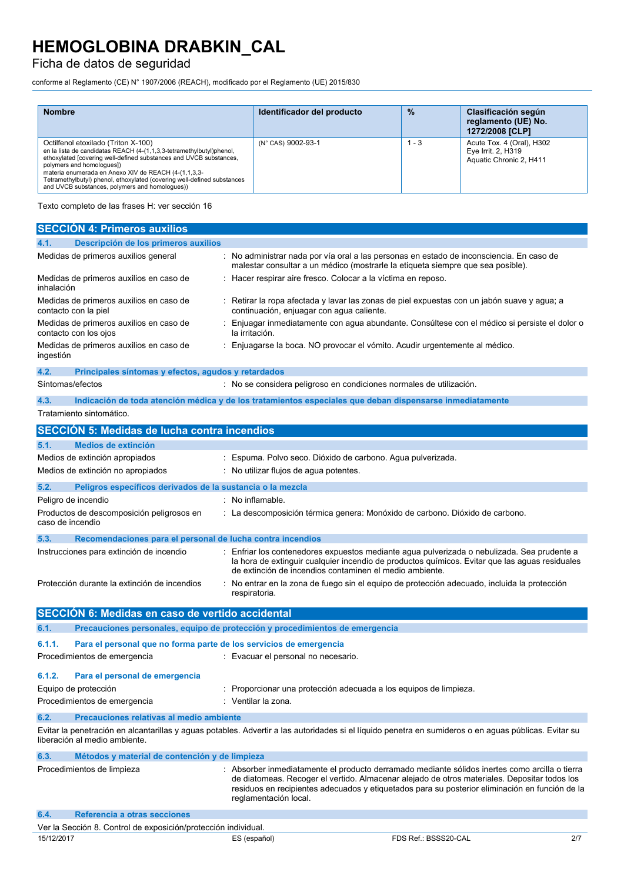| Nombre | Identificador del producto | % | Clasificación según reglamento (UE) No. 1272/2008 [CLP] |
|---|---|---|---|
| Octilfenol etoxilado (Triton X-100)<br>en la lista de candidatas REACH (4-(1,1,3,3-tetramethylbutyl)phenol, ethoxylated [covering well-defined substances and UVCB substances, polymers and homologues])<br>materia enumerada en Anexo XIV de REACH (4-(1,1,3,3-Tetramethylbutyl) phenol, ethoxylated (covering well-defined substances and UVCB substances, polymers and homologues)) | (N° CAS) 9002-93-1 | 1 - 3 | Acute Tox. 4 (Oral), H302<br>Eye Irrit. 2, H319<br>Aquatic Chronic 2, H411 |

Texto completo de las frases H: ver sección 16

## SECCIÓN 4: Primeros auxilios

### 4.1. Descripción de los primeros auxilios

Medidas de primeros auxilios general : No administrar nada por vía oral a las personas en estado de inconsciencia. En caso de malestar consultar a un médico (mostrarle la etiqueta siempre que sea posible).

Medidas de primeros auxilios en caso de inhalación : Hacer respirar aire fresco. Colocar a la víctima en reposo.

Medidas de primeros auxilios en caso de contacto con la piel : Retirar la ropa afectada y lavar las zonas de piel expuestas con un jabón suave y agua; a continuación, enjuagar con agua caliente.

Medidas de primeros auxilios en caso de contacto con los ojos : Enjuagar inmediatamente con agua abundante. Consúltese con el médico si persiste el dolor o la irritación.

Medidas de primeros auxilios en caso de ingestión : Enjuagarse la boca. NO provocar el vómito. Acudir urgentemente al médico.

### 4.2. Principales síntomas y efectos, agudos y retardados

Síntomas/efectos : No se considera peligroso en condiciones normales de utilización.

### 4.3. Indicación de toda atención médica y de los tratamientos especiales que deban dispensarse inmediatamente

Tratamiento sintomático.

## SECCIÓN 5: Medidas de lucha contra incendios

### 5.1. Medios de extinción

Medios de extinción apropiados : Espuma. Polvo seco. Dióxido de carbono. Agua pulverizada.

Medios de extinción no apropiados : No utilizar flujos de agua potentes.

### 5.2. Peligros específicos derivados de la sustancia o la mezcla

Peligro de incendio : No inflamable.

Productos de descomposición peligrosos en caso de incendio : La descomposición térmica genera: Monóxido de carbono. Dióxido de carbono.

### 5.3. Recomendaciones para el personal de lucha contra incendios

Instrucciones para extinción de incendio : Enfriar los contenedores expuestos mediante agua pulverizada o nebulizada. Sea prudente a la hora de extinguir cualquier incendio de productos químicos. Evitar que las aguas residuales de extinción de incendios contaminen el medio ambiente.

Protección durante la extinción de incendios : No entrar en la zona de fuego sin el equipo de protección adecuado, incluida la protección respiratoria.

## SECCIÓN 6: Medidas en caso de vertido accidental

### 6.1. Precauciones personales, equipo de protección y procedimientos de emergencia

#### 6.1.1. Para el personal que no forma parte de los servicios de emergencia

Procedimientos de emergencia : Evacuar el personal no necesario.

#### 6.1.2. Para el personal de emergencia

Equipo de protección : Proporcionar una protección adecuada a los equipos de limpieza.

Procedimientos de emergencia : Ventilar la zona.

### 6.2. Precauciones relativas al medio ambiente

Evitar la penetración en alcantarillas y aguas potables. Advertir a las autoridades si el líquido penetra en sumideros o en aguas públicas. Evitar su liberación al medio ambiente.

### 6.3. Métodos y material de contención y de limpieza

Procedimientos de limpieza : Absorber inmediatamente el producto derramado mediante sólidos inertes como arcilla o tierra de diatomeas. Recoger el vertido. Almacenar alejado de otros materiales. Depositar todos los residuos en recipientes adecuados y etiquetados para su posterior eliminación en función de la reglamentación local.

### 6.4. Referencia a otras secciones

Ver la Sección 8. Control de exposición/protección individual.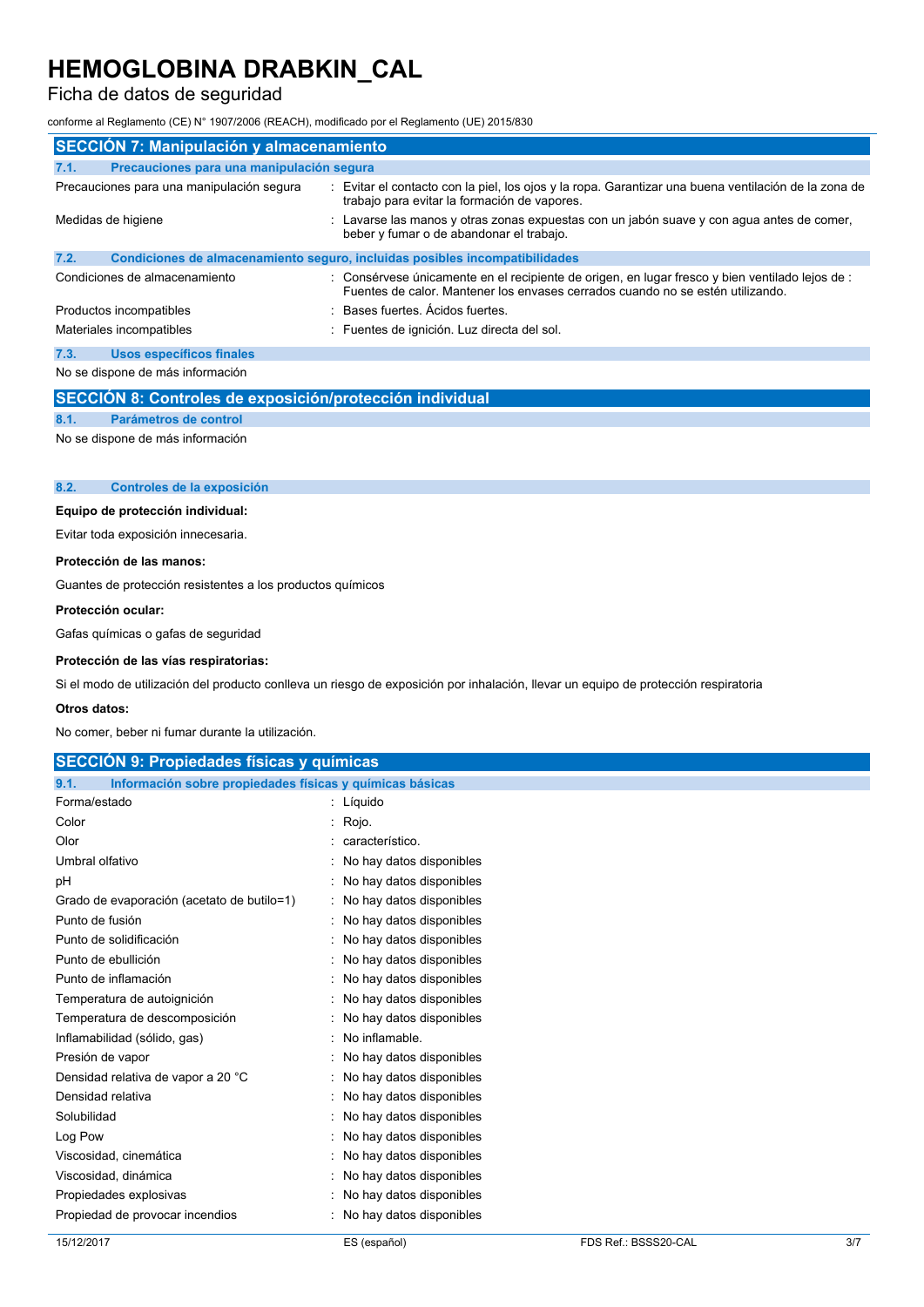## SECCIÓN 7: Manipulación y almacenamiento

### 7.1. Precauciones para una manipulación segura

| | |
|---|---|
| Precauciones para una manipulación segura | : Evitar el contacto con la piel, los ojos y la ropa. Garantizar una buena ventilación de la zona de trabajo para evitar la formación de vapores. |
| Medidas de higiene | : Lavarse las manos y otras zonas expuestas con un jabón suave y con agua antes de comer, beber y fumar o de abandonar el trabajo. |

### 7.2. Condiciones de almacenamiento seguro, incluidas posibles incompatibilidades

| | |
|---|---|
| Condiciones de almacenamiento | : Consérvese únicamente en el recipiente de origen, en lugar fresco y bien ventilado lejos de : Fuentes de calor. Mantener los envases cerrados cuando no se estén utilizando. |
| Productos incompatibles | : Bases fuertes. Ácidos fuertes. |
| Materiales incompatibles | : Fuentes de ignición. Luz directa del sol. |

### 7.3. Usos específicos finales

No se dispone de más información

## SECCIÓN 8: Controles de exposición/protección individual

### 8.1. Parámetros de control

No se dispone de más información

### 8.2. Controles de la exposición

**Equipo de protección individual:**

Evitar toda exposición innecesaria.

**Protección de las manos:**

Guantes de protección resistentes a los productos químicos

**Protección ocular:**

Gafas químicas o gafas de seguridad

**Protección de las vías respiratorias:**

Si el modo de utilización del producto conlleva un riesgo de exposición por inhalación, llevar un equipo de protección respiratoria

**Otros datos:**

No comer, beber ni fumar durante la utilización.

## SECCIÓN 9: Propiedades físicas y químicas

### 9.1. Información sobre propiedades físicas y químicas básicas

| | |
|---|---|
| Forma/estado | : Líquido |
| Color | : Rojo. |
| Olor | : característico. |
| Umbral olfativo | : No hay datos disponibles |
| pH | : No hay datos disponibles |
| Grado de evaporación (acetato de butilo=1) | : No hay datos disponibles |
| Punto de fusión | : No hay datos disponibles |
| Punto de solidificación | : No hay datos disponibles |
| Punto de ebullición | : No hay datos disponibles |
| Punto de inflamación | : No hay datos disponibles |
| Temperatura de autoignición | : No hay datos disponibles |
| Temperatura de descomposición | : No hay datos disponibles |
| Inflamabilidad (sólido, gas) | : No inflamable. |
| Presión de vapor | : No hay datos disponibles |
| Densidad relativa de vapor a 20 °C | : No hay datos disponibles |
| Densidad relativa | : No hay datos disponibles |
| Solubilidad | : No hay datos disponibles |
| Log Pow | : No hay datos disponibles |
| Viscosidad, cinemática | : No hay datos disponibles |
| Viscosidad, dinámica | : No hay datos disponibles |
| Propiedades explosivas | : No hay datos disponibles |
| Propiedad de provocar incendios | : No hay datos disponibles |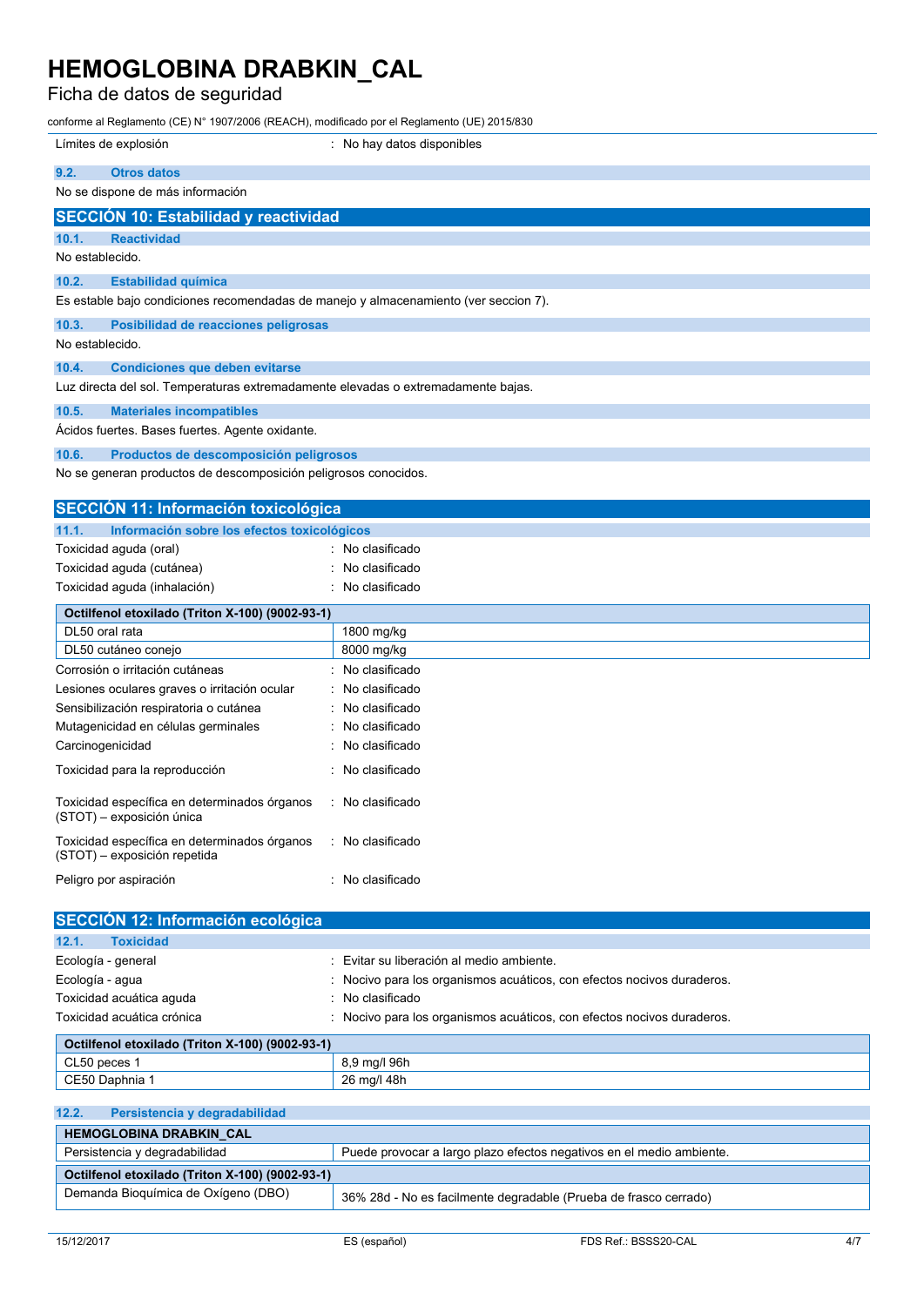| | |
|---|---|
| Límites de explosión | : No hay datos disponibles |

### 9.2. Otros datos

No se dispone de más información

## SECCIÓN 10: Estabilidad y reactividad

### 10.1. Reactividad

No establecido.

### 10.2. Estabilidad química

Es estable bajo condiciones recomendadas de manejo y almacenamiento (ver seccion 7).

### 10.3. Posibilidad de reacciones peligrosas

No establecido.

### 10.4. Condiciones que deben evitarse

Luz directa del sol. Temperaturas extremadamente elevadas o extremadamente bajas.

### 10.5. Materiales incompatibles

Ácidos fuertes. Bases fuertes. Agente oxidante.

### 10.6. Productos de descomposición peligrosos

No se generan productos de descomposición peligrosos conocidos.

## SECCIÓN 11: Información toxicológica

### 11.1. Información sobre los efectos toxicológicos

| | |
|---|---|
| Toxicidad aguda (oral) | : No clasificado |
| Toxicidad aguda (cutánea) | : No clasificado |
| Toxicidad aguda (inhalación) | : No clasificado |

| Octilfenol etoxilado (Triton X-100) (9002-93-1) | |
|---|---|
| DL50 oral rata | 1800 mg/kg |
| DL50 cutáneo conejo | 8000 mg/kg |

| | |
|---|---|
| Corrosión o irritación cutáneas | : No clasificado |
| Lesiones oculares graves o irritación ocular | : No clasificado |
| Sensibilización respiratoria o cutánea | : No clasificado |
| Mutagenicidad en células germinales | : No clasificado |
| Carcinogenicidad | : No clasificado |
| Toxicidad para la reproducción | : No clasificado |
| Toxicidad específica en determinados órganos (STOT) – exposición única | : No clasificado |
| Toxicidad específica en determinados órganos (STOT) – exposición repetida | : No clasificado |
| Peligro por aspiración | : No clasificado |

## SECCIÓN 12: Información ecológica

### 12.1. Toxicidad

| | |
|---|---|
| Ecología - general | : Evitar su liberación al medio ambiente. |
| Ecología - agua | : Nocivo para los organismos acuáticos, con efectos nocivos duraderos. |
| Toxicidad acuática aguda | : No clasificado |
| Toxicidad acuática crónica | : Nocivo para los organismos acuáticos, con efectos nocivos duraderos. |

| Octilfenol etoxilado (Triton X-100) (9002-93-1) | |
|---|---|
| CL50 peces 1 | 8,9 mg/l 96h |
| CE50 Daphnia 1 | 26 mg/l 48h |

### 12.2. Persistencia y degradabilidad

| HEMOGLOBINA DRABKIN_CAL | |
|---|---|
| Persistencia y degradabilidad | Puede provocar a largo plazo efectos negativos en el medio ambiente. |
| **Octilfenol etoxilado (Triton X-100) (9002-93-1)** | |
| Demanda Bioquímica de Oxígeno (DBO) | 36% 28d - No es facilmente degradable (Prueba de frasco cerrado) |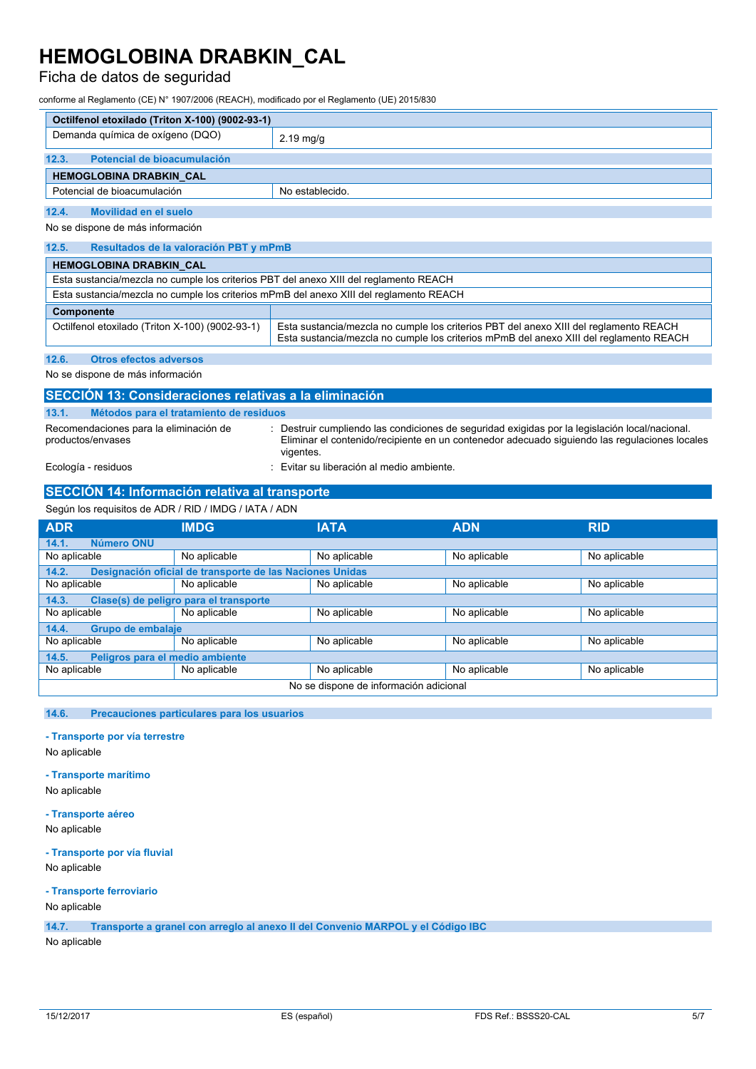| Octilfenol etoxilado (Triton X-100) (9002-93-1) | |
|---|---|
| Demanda química de oxígeno (DQO) | 2.19 mg/g |

### 12.3. Potencial de bioacumulación

| HEMOGLOBINA DRABKIN_CAL | |
|---|---|
| Potencial de bioacumulación | No establecido. |

### 12.4. Movilidad en el suelo

No se dispone de más información

### 12.5. Resultados de la valoración PBT y mPmB

| HEMOGLOBINA DRABKIN_CAL | |
|---|---|
| Esta sustancia/mezcla no cumple los criterios PBT del anexo XIII del reglamento REACH | |
| Esta sustancia/mezcla no cumple los criterios mPmB del anexo XIII del reglamento REACH | |
| **Componente** | |
| Octilfenol etoxilado (Triton X-100) (9002-93-1) | Esta sustancia/mezcla no cumple los criterios PBT del anexo XIII del reglamento REACH<br>Esta sustancia/mezcla no cumple los criterios mPmB del anexo XIII del reglamento REACH |

### 12.6. Otros efectos adversos

No se dispone de más información

## SECCIÓN 13: Consideraciones relativas a la eliminación

### 13.1. Métodos para el tratamiento de residuos

Recomendaciones para la eliminación de productos/envases : Destruir cumpliendo las condiciones de seguridad exigidas por la legislación local/nacional. Eliminar el contenido/recipiente en un contenedor adecuado siguiendo las regulaciones locales vigentes.

Ecología - residuos : Evitar su liberación al medio ambiente.

## SECCIÓN 14: Información relativa al transporte

Según los requisitos de ADR / RID / IMDG / IATA / ADN

| ADR | IMDG | IATA | ADN | RID |
|---|---|---|---|---|
| **14.1. Número ONU** | | | | |
| No aplicable | No aplicable | No aplicable | No aplicable | No aplicable |
| **14.2. Designación oficial de transporte de las Naciones Unidas** | | | | |
| No aplicable | No aplicable | No aplicable | No aplicable | No aplicable |
| **14.3. Clase(s) de peligro para el transporte** | | | | |
| No aplicable | No aplicable | No aplicable | No aplicable | No aplicable |
| **14.4. Grupo de embalaje** | | | | |
| No aplicable | No aplicable | No aplicable | No aplicable | No aplicable |
| **14.5. Peligros para el medio ambiente** | | | | |
| No aplicable | No aplicable | No aplicable | No aplicable | No aplicable |
| No se dispone de información adicional | | | | |

### 14.6. Precauciones particulares para los usuarios

**- Transporte por vía terrestre**

No aplicable

**- Transporte marítimo**

No aplicable

**- Transporte aéreo**

No aplicable

**- Transporte por vía fluvial**

No aplicable

**- Transporte ferroviario**

No aplicable

### 14.7. Transporte a granel con arreglo al anexo II del Convenio MARPOL y el Código IBC

No aplicable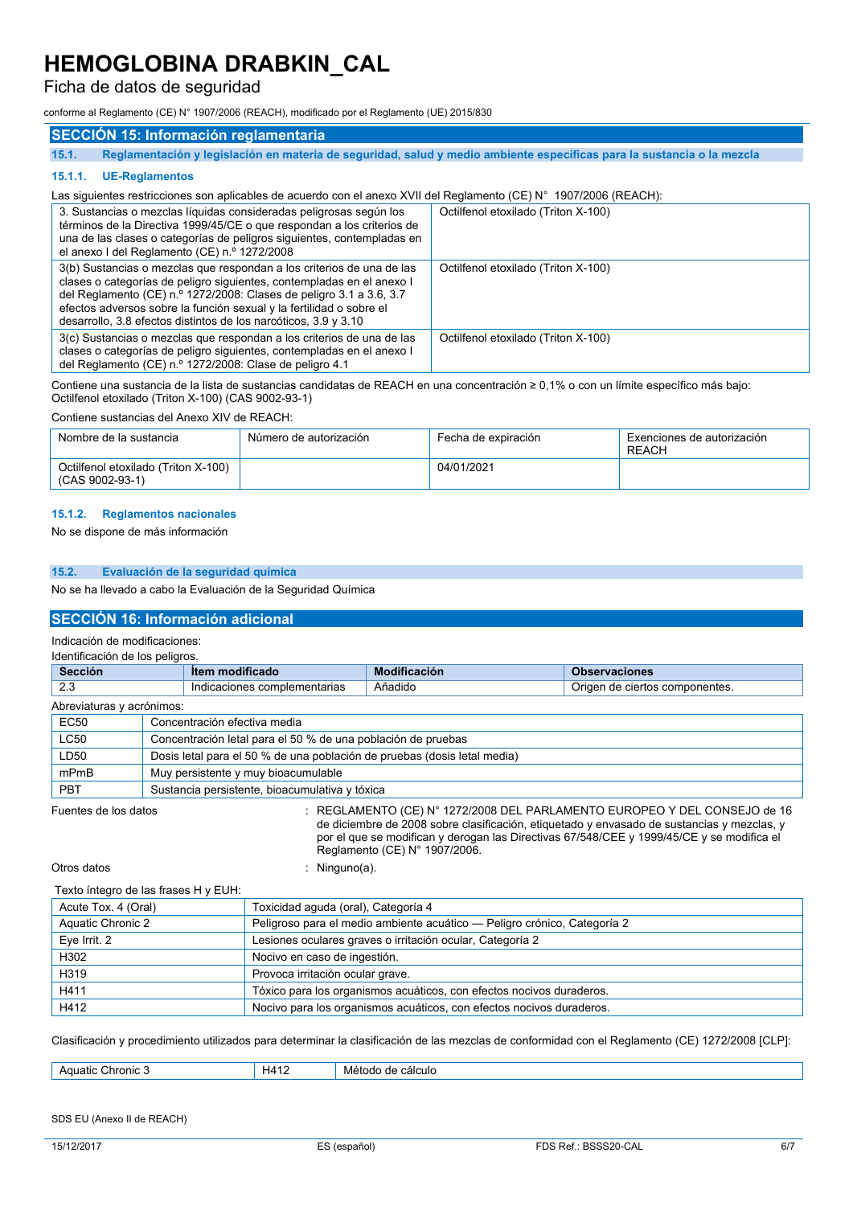## SECCIÓN 15: Información reglamentaria

### 15.1. Reglamentación y legislación en materia de seguridad, salud y medio ambiente específicas para la sustancia o la mezcla

#### 15.1.1. UE-Reglamentos

Las siguientes restricciones son aplicables de acuerdo con el anexo XVII del Reglamento (CE) N° 1907/2006 (REACH):

| | |
|---|---|
| 3. Sustancias o mezclas líquidas consideradas peligrosas según los términos de la Directiva 1999/45/CE o que respondan a los criterios de una de las clases o categorías de peligros siguientes, contempladas en el anexo I del Reglamento (CE) n.º 1272/2008 | Octilfenol etoxilado (Triton X-100) |
| 3(b) Sustancias o mezclas que respondan a los criterios de una de las clases o categorías de peligro siguientes, contempladas en el anexo I del Reglamento (CE) n.º 1272/2008: Clases de peligro 3.1 a 3.6, 3.7 efectos adversos sobre la función sexual y la fertilidad o sobre el desarrollo, 3.8 efectos distintos de los narcóticos, 3.9 y 3.10 | Octilfenol etoxilado (Triton X-100) |
| 3(c) Sustancias o mezclas que respondan a los criterios de una de las clases o categorías de peligro siguientes, contempladas en el anexo I del Reglamento (CE) n.º 1272/2008: Clase de peligro 4.1 | Octilfenol etoxilado (Triton X-100) |

Contiene una sustancia de la lista de sustancias candidatas de REACH en una concentración ≥ 0,1% o con un límite específico más bajo: Octilfenol etoxilado (Triton X-100) (CAS 9002-93-1)

Contiene sustancias del Anexo XIV de REACH:

| Nombre de la sustancia | Número de autorización | Fecha de expiración | Exenciones de autorización REACH |
|---|---|---|---|
| Octilfenol etoxilado (Triton X-100) (CAS 9002-93-1) | | 04/01/2021 | |

#### 15.1.2. Reglamentos nacionales

No se dispone de más información

### 15.2. Evaluación de la seguridad química

No se ha llevado a cabo la Evaluación de la Seguridad Química

## SECCIÓN 16: Información adicional

Indicación de modificaciones:

Identificación de los peligros.

| Sección | Ítem modificado | Modificación | Observaciones |
|---|---|---|---|
| 2.3 | Indicaciones complementarias | Añadido | Origen de ciertos componentes. |

Abreviaturas y acrónimos:

| | |
|---|---|
| EC50 | Concentración efectiva media |
| LC50 | Concentración letal para el 50 % de una población de pruebas |
| LD50 | Dosis letal para el 50 % de una población de pruebas (dosis letal media) |
| mPmB | Muy persistente y muy bioacumulable |
| PBT | Sustancia persistente, bioacumulativa y tóxica |

Fuentes de los datos : REGLAMENTO (CE) N° 1272/2008 DEL PARLAMENTO EUROPEO Y DEL CONSEJO de 16 de diciembre de 2008 sobre clasificación, etiquetado y envasado de sustancias y mezclas, y por el que se modifican y derogan las Directivas 67/548/CEE y 1999/45/CE y se modifica el Reglamento (CE) N° 1907/2006.

Otros datos : Ninguno(a).

Texto íntegro de las frases H y EUH:

| | |
|---|---|
| Acute Tox. 4 (Oral) | Toxicidad aguda (oral), Categoría 4 |
| Aquatic Chronic 2 | Peligroso para el medio ambiente acuático — Peligro crónico, Categoría 2 |
| Eye Irrit. 2 | Lesiones oculares graves o irritación ocular, Categoría 2 |
| H302 | Nocivo en caso de ingestión. |
| H319 | Provoca irritación ocular grave. |
| H411 | Tóxico para los organismos acuáticos, con efectos nocivos duraderos. |
| H412 | Nocivo para los organismos acuáticos, con efectos nocivos duraderos. |

Clasificación y procedimiento utilizados para determinar la clasificación de las mezclas de conformidad con el Reglamento (CE) 1272/2008 [CLP]:

| | | |
|---|---|---|
| Aquatic Chronic 3 | H412 | Método de cálculo |

SDS EU (Anexo II de REACH)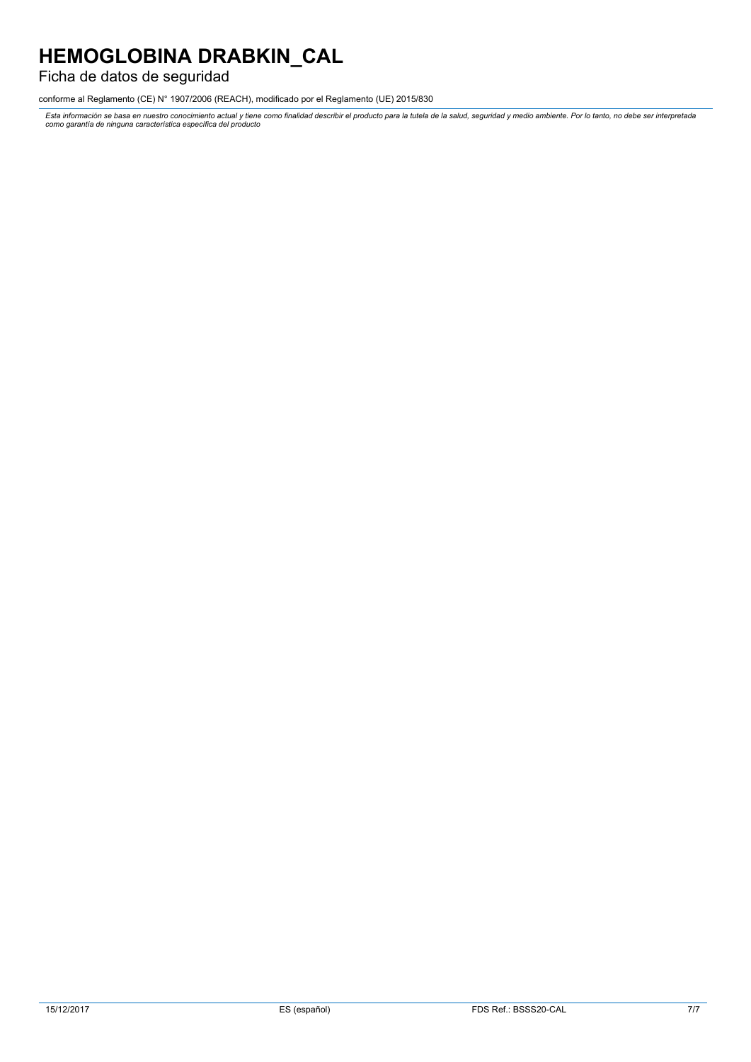*Esta información se basa en nuestro conocimiento actual y tiene como finalidad describir el producto para la tutela de la salud, seguridad y medio ambiente. Por lo tanto, no debe ser interpretada como garantía de ninguna característica específica del producto*